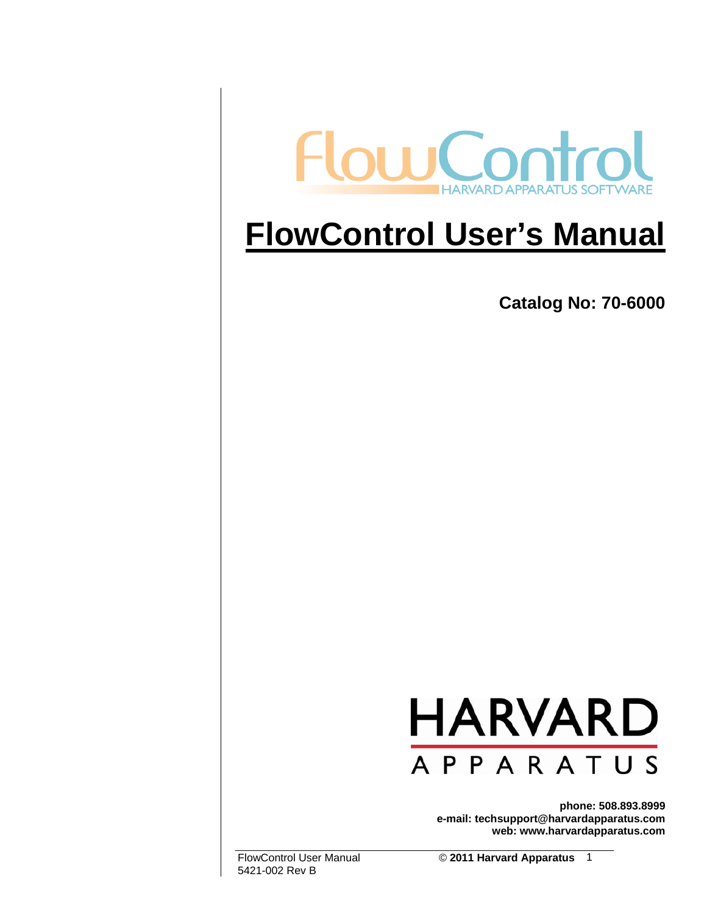FlowControl

HARVARD APPARATUS SOFTWARE

# FlowControl User's Manual

**Catalog No: 70-6000**

HARVARD

APPARATUS

**phone: 508.893.8999**
**e-mail: techsupport@harvardapparatus.com**
**web: www.harvardapparatus.com**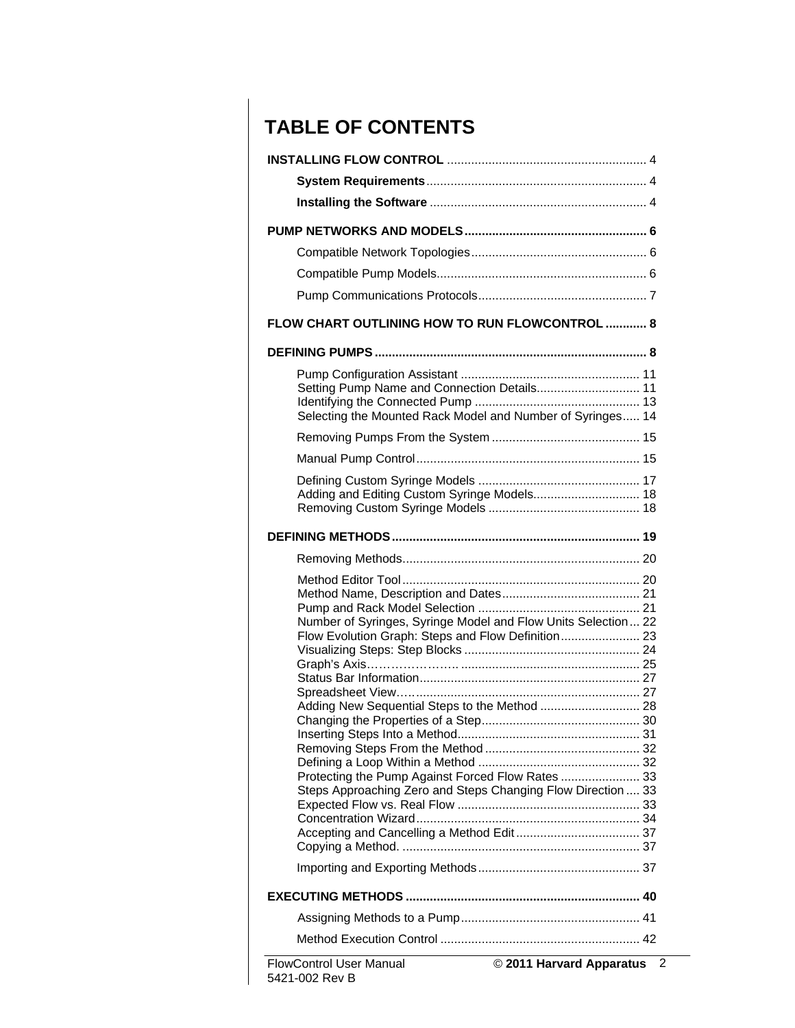# TABLE OF CONTENTS

**INSTALLING FLOW CONTROL** ........................................................... 4

- **System Requirements**............................................................... 4
- **Installing the Software** .............................................................. 4

**PUMP NETWORKS AND MODELS**.................................................... 6

- Compatible Network Topologies.................................................. 6
- Compatible Pump Models............................................................ 6
- Pump Communications Protocols................................................ 7

**FLOW CHART OUTLINING HOW TO RUN FLOWCONTROL** ............ 8

**DEFINING PUMPS**.............................................................................. 8

- Pump Configuration Assistant ................................................... 11
  - Setting Pump Name and Connection Details.............................. 11
  - Identifying the Connected Pump ............................................... 13
  - Selecting the Mounted Rack Model and Number of Syringes..... 14
- Removing Pumps From the System ........................................... 15
- Manual Pump Control................................................................ 15
- Defining Custom Syringe Models .............................................. 17
  - Adding and Editing Custom Syringe Models.............................. 18
  - Removing Custom Syringe Models ........................................... 18

**DEFINING METHODS**....................................................................... 19

- Removing Methods.................................................................... 20
- Method Editor Tool.................................................................... 20
  - Method Name, Description and Dates........................................ 21
  - Pump and Rack Model Selection .............................................. 21
  - Number of Syringes, Syringe Model and Flow Units Selection... 22
  - Flow Evolution Graph: Steps and Flow Definition....................... 23
  - Visualizing Steps: Step Blocks .................................................. 24
  - Graph's Axis…………………. .................................................. 25
  - Status Bar Information............................................................... 27
  - Spreadsheet View….................................................................. 27
  - Adding New Sequential Steps to the Method ............................ 28
  - Changing the Properties of a Step............................................. 30
  - Inserting Steps Into a Method.................................................... 31
  - Removing Steps From the Method ............................................ 32
  - Defining a Loop Within a Method .............................................. 32
  - Protecting the Pump Against Forced Flow Rates ...................... 33
  - Steps Approaching Zero and Steps Changing Flow Direction .... 33
  - Expected Flow vs. Real Flow .................................................... 33
  - Concentration Wizard................................................................ 34
  - Accepting and Cancelling a Method Edit ................................... 37
  - Copying a Method. .................................................................... 37
- Importing and Exporting Methods.............................................. 37

**EXECUTING METHODS** ................................................................... 40

- Assigning Methods to a Pump................................................... 41
- Method Execution Control ......................................................... 42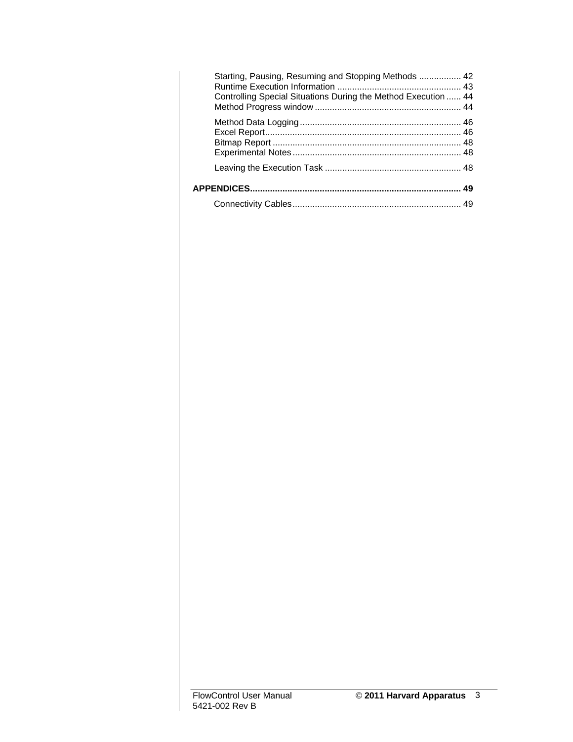Starting, Pausing, Resuming and Stopping Methods ................. 42
Runtime Execution Information .................................................. 43
Controlling Special Situations During the Method Execution ...... 44
Method Progress window ........................................................... 44

Method Data Logging ................................................................. 46
Excel Report.............................................................................. 46
Bitmap Report ............................................................................ 48
Experimental Notes .................................................................... 48

Leaving the Execution Task ....................................................... 48

**APPENDICES.................................................................................... 49**

Connectivity Cables.................................................................... 49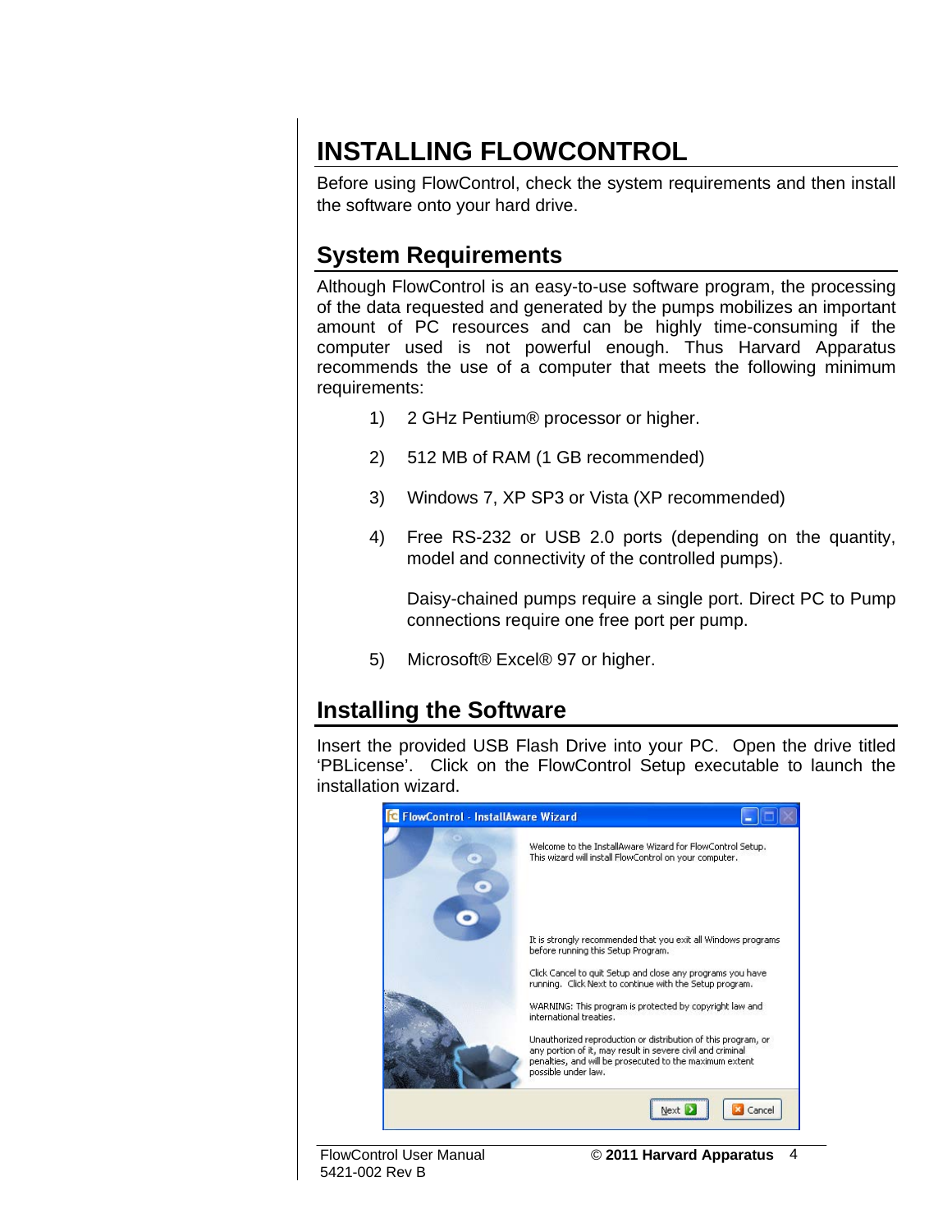# INSTALLING FLOWCONTROL

Before using FlowControl, check the system requirements and then install the software onto your hard drive.

## System Requirements

Although FlowControl is an easy-to-use software program, the processing of the data requested and generated by the pumps mobilizes an important amount of PC resources and can be highly time-consuming if the computer used is not powerful enough. Thus Harvard Apparatus recommends the use of a computer that meets the following minimum requirements:

1) 2 GHz Pentium® processor or higher.

2) 512 MB of RAM (1 GB recommended)

3) Windows 7, XP SP3 or Vista (XP recommended)

4) Free RS-232 or USB 2.0 ports (depending on the quantity, model and connectivity of the controlled pumps).

   Daisy-chained pumps require a single port. Direct PC to Pump connections require one free port per pump.

5) Microsoft® Excel® 97 or higher.

## Installing the Software

Insert the provided USB Flash Drive into your PC. Open the drive titled 'PBLicense'. Click on the FlowControl Setup executable to launch the installation wizard.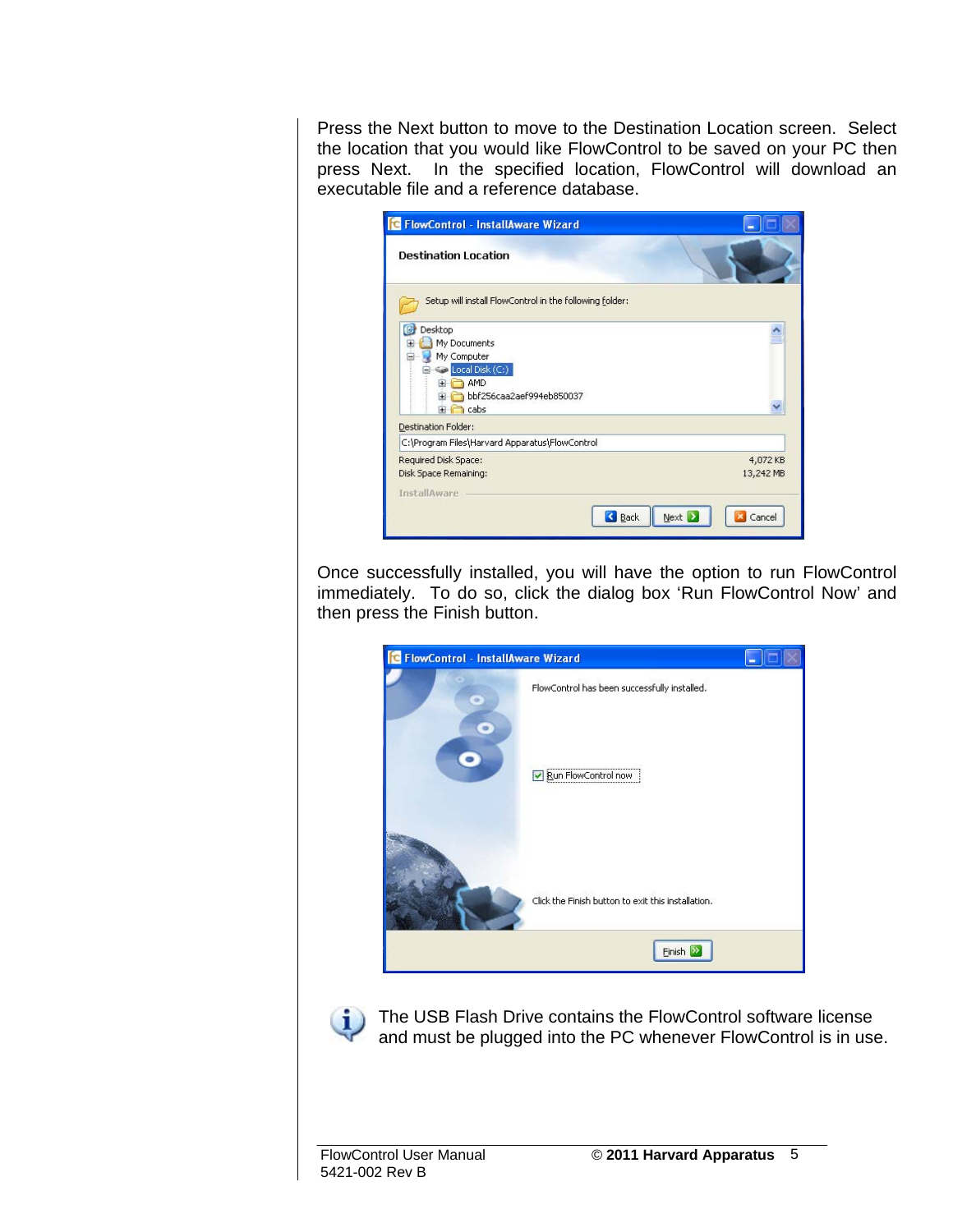Press the Next button to move to the Destination Location screen. Select the location that you would like FlowControl to be saved on your PC then press Next. In the specified location, FlowControl will download an executable file and a reference database.

Once successfully installed, you will have the option to run FlowControl immediately. To do so, click the dialog box 'Run FlowControl Now' and then press the Finish button.

The USB Flash Drive contains the FlowControl software license and must be plugged into the PC whenever FlowControl is in use.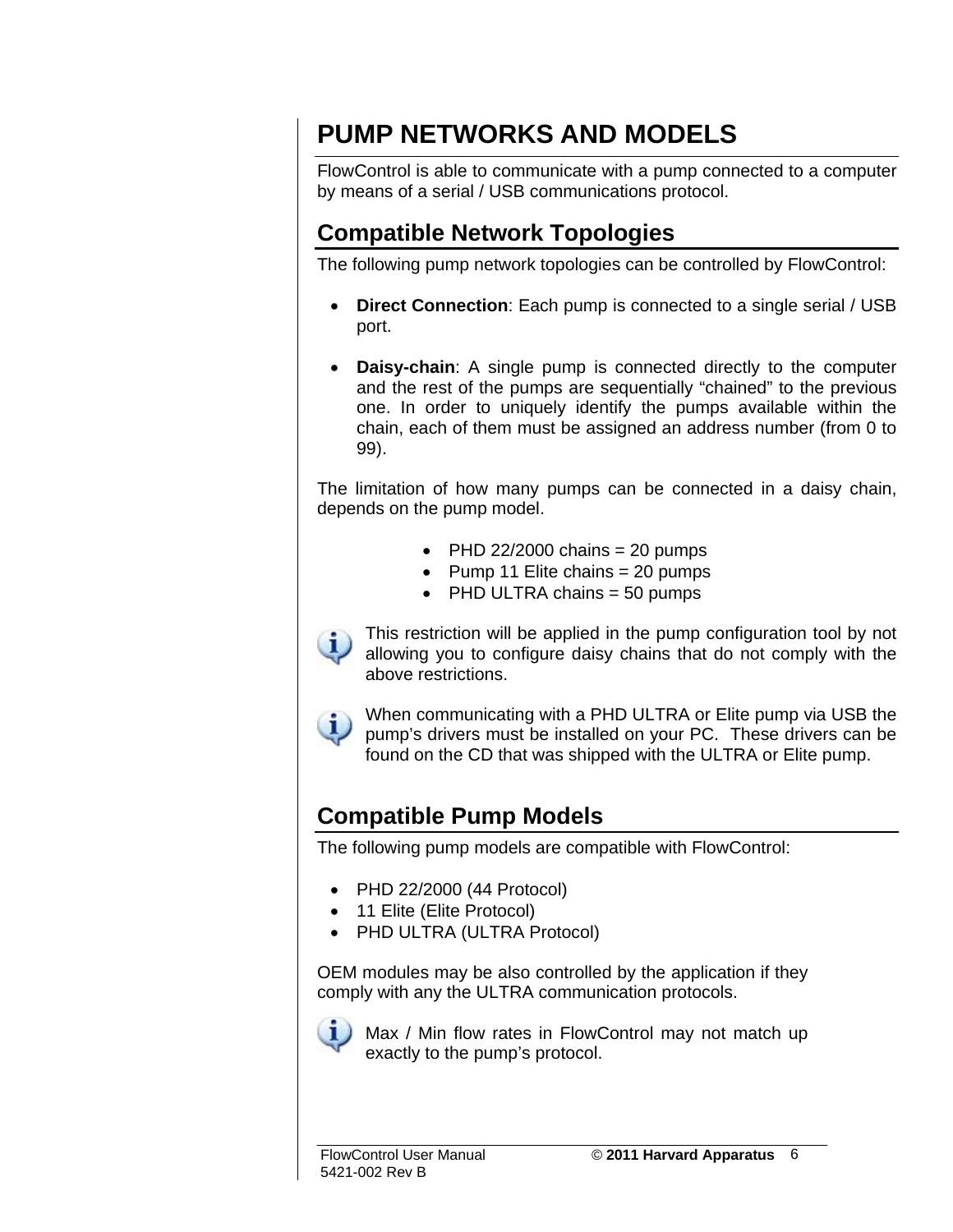# PUMP NETWORKS AND MODELS

FlowControl is able to communicate with a pump connected to a computer by means of a serial / USB communications protocol.

## Compatible Network Topologies

The following pump network topologies can be controlled by FlowControl:

- **Direct Connection**: Each pump is connected to a single serial / USB port.

- **Daisy-chain**: A single pump is connected directly to the computer and the rest of the pumps are sequentially "chained" to the previous one. In order to uniquely identify the pumps available within the chain, each of them must be assigned an address number (from 0 to 99).

The limitation of how many pumps can be connected in a daisy chain, depends on the pump model.

- PHD 22/2000 chains = 20 pumps
- Pump 11 Elite chains = 20 pumps
- PHD ULTRA chains = 50 pumps

This restriction will be applied in the pump configuration tool by not allowing you to configure daisy chains that do not comply with the above restrictions.

When communicating with a PHD ULTRA or Elite pump via USB the pump's drivers must be installed on your PC. These drivers can be found on the CD that was shipped with the ULTRA or Elite pump.

## Compatible Pump Models

The following pump models are compatible with FlowControl:

- PHD 22/2000 (44 Protocol)
- 11 Elite (Elite Protocol)
- PHD ULTRA (ULTRA Protocol)

OEM modules may be also controlled by the application if they comply with any the ULTRA communication protocols.

Max / Min flow rates in FlowControl may not match up exactly to the pump's protocol.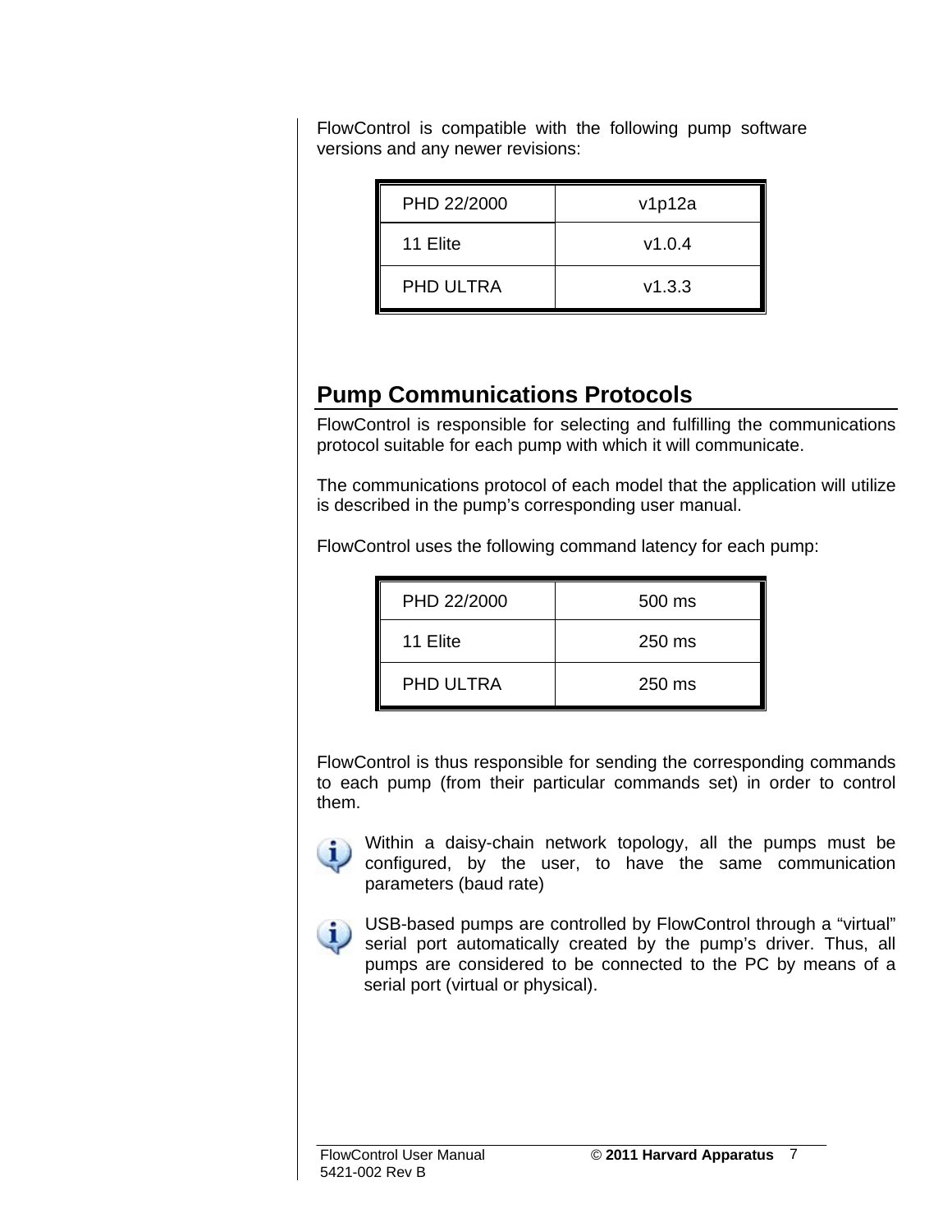FlowControl is compatible with the following pump software versions and any newer revisions:

| | |
|---|---|
| PHD 22/2000 | v1p12a |
| 11 Elite | v1.0.4 |
| PHD ULTRA | v1.3.3 |

## Pump Communications Protocols

FlowControl is responsible for selecting and fulfilling the communications protocol suitable for each pump with which it will communicate.

The communications protocol of each model that the application will utilize is described in the pump's corresponding user manual.

FlowControl uses the following command latency for each pump:

| | |
|---|---|
| PHD 22/2000 | 500 ms |
| 11 Elite | 250 ms |
| PHD ULTRA | 250 ms |

FlowControl is thus responsible for sending the corresponding commands to each pump (from their particular commands set) in order to control them.

Within a daisy-chain network topology, all the pumps must be configured, by the user, to have the same communication parameters (baud rate)

USB-based pumps are controlled by FlowControl through a "virtual" serial port automatically created by the pump's driver. Thus, all pumps are considered to be connected to the PC by means of a serial port (virtual or physical).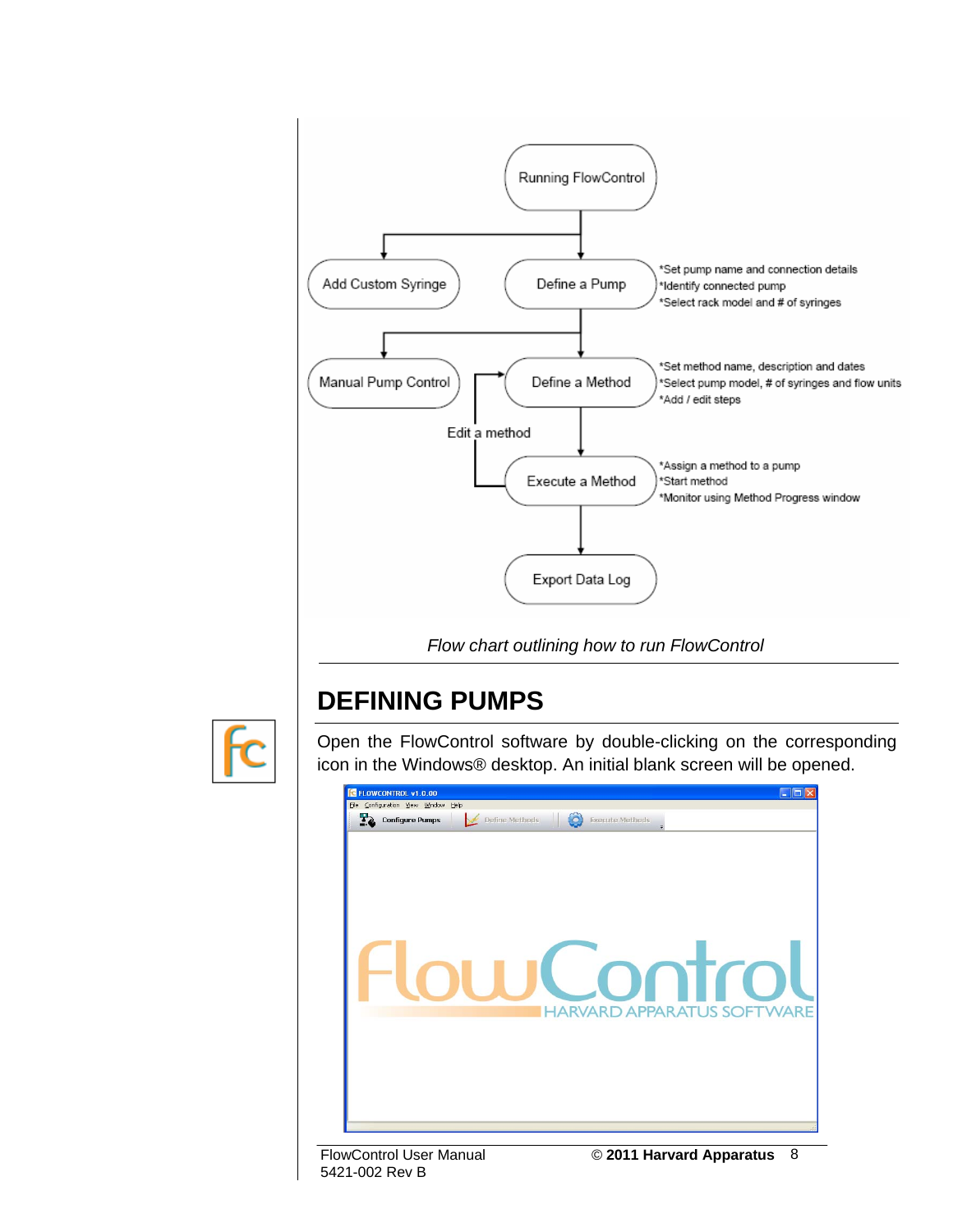Running FlowControl

Add Custom Syringe

Define a Pump

*Set pump name and connection details
*Identify connected pump
*Select rack model and # of syringes

Manual Pump Control

Define a Method

*Set method name, description and dates
*Select pump model, # of syringes and flow units
*Add / edit steps

Edit a method

Execute a Method

*Assign a method to a pump
*Start method
*Monitor using Method Progress window

Export Data Log

*Flow chart outlining how to run FlowControl*

## DEFINING PUMPS

Open the FlowControl software by double-clicking on the corresponding icon in the Windows® desktop. An initial blank screen will be opened.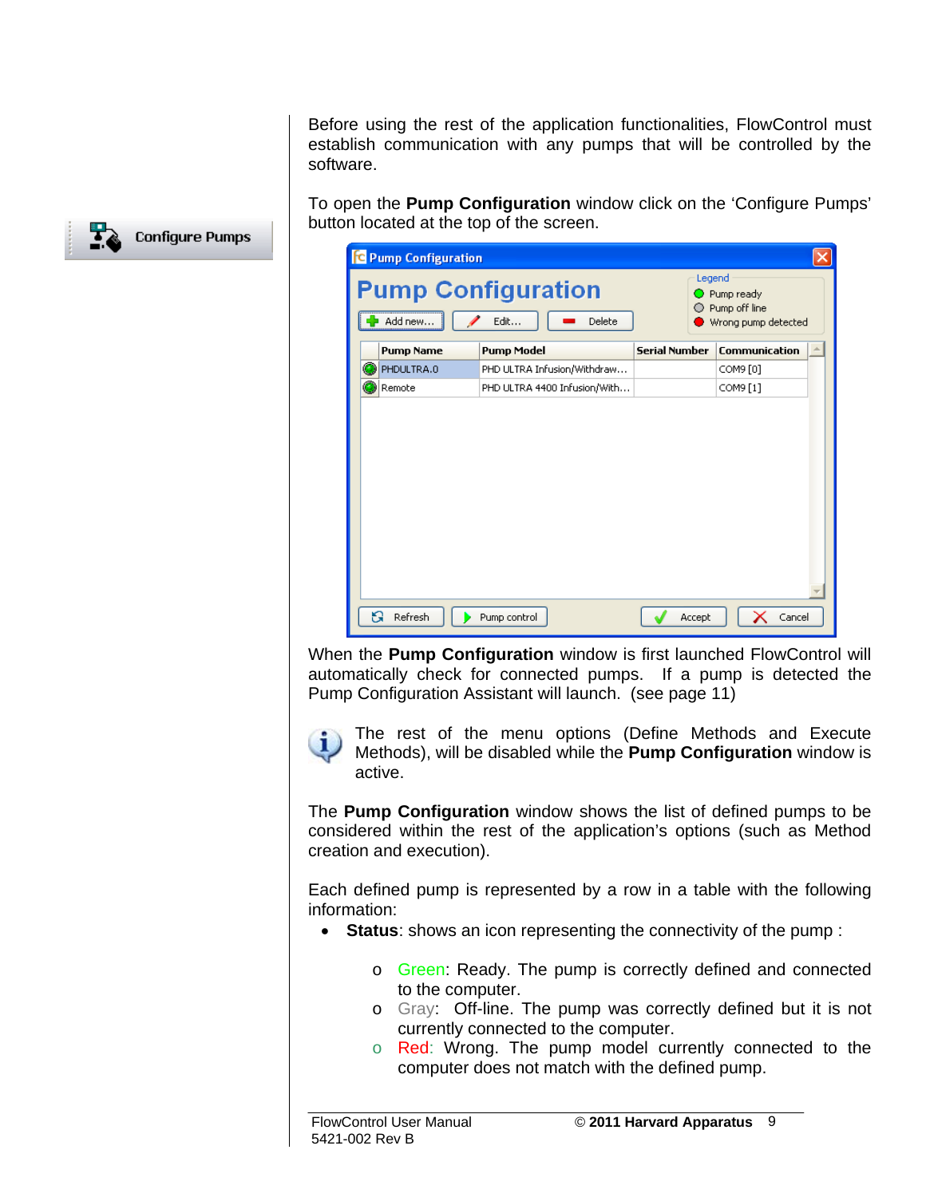Before using the rest of the application functionalities, FlowControl must establish communication with any pumps that will be controlled by the software.

To open the **Pump Configuration** window click on the 'Configure Pumps' button located at the top of the screen.

When the **Pump Configuration** window is first launched FlowControl will automatically check for connected pumps. If a pump is detected the Pump Configuration Assistant will launch. (see page 11)

The rest of the menu options (Define Methods and Execute Methods), will be disabled while the **Pump Configuration** window is active.

The **Pump Configuration** window shows the list of defined pumps to be considered within the rest of the application's options (such as Method creation and execution).

Each defined pump is represented by a row in a table with the following information:

- **Status**: shows an icon representing the connectivity of the pump :
  - Green: Ready. The pump is correctly defined and connected to the computer.
  - Gray: Off-line. The pump was correctly defined but it is not currently connected to the computer.
  - Red: Wrong. The pump model currently connected to the computer does not match with the defined pump.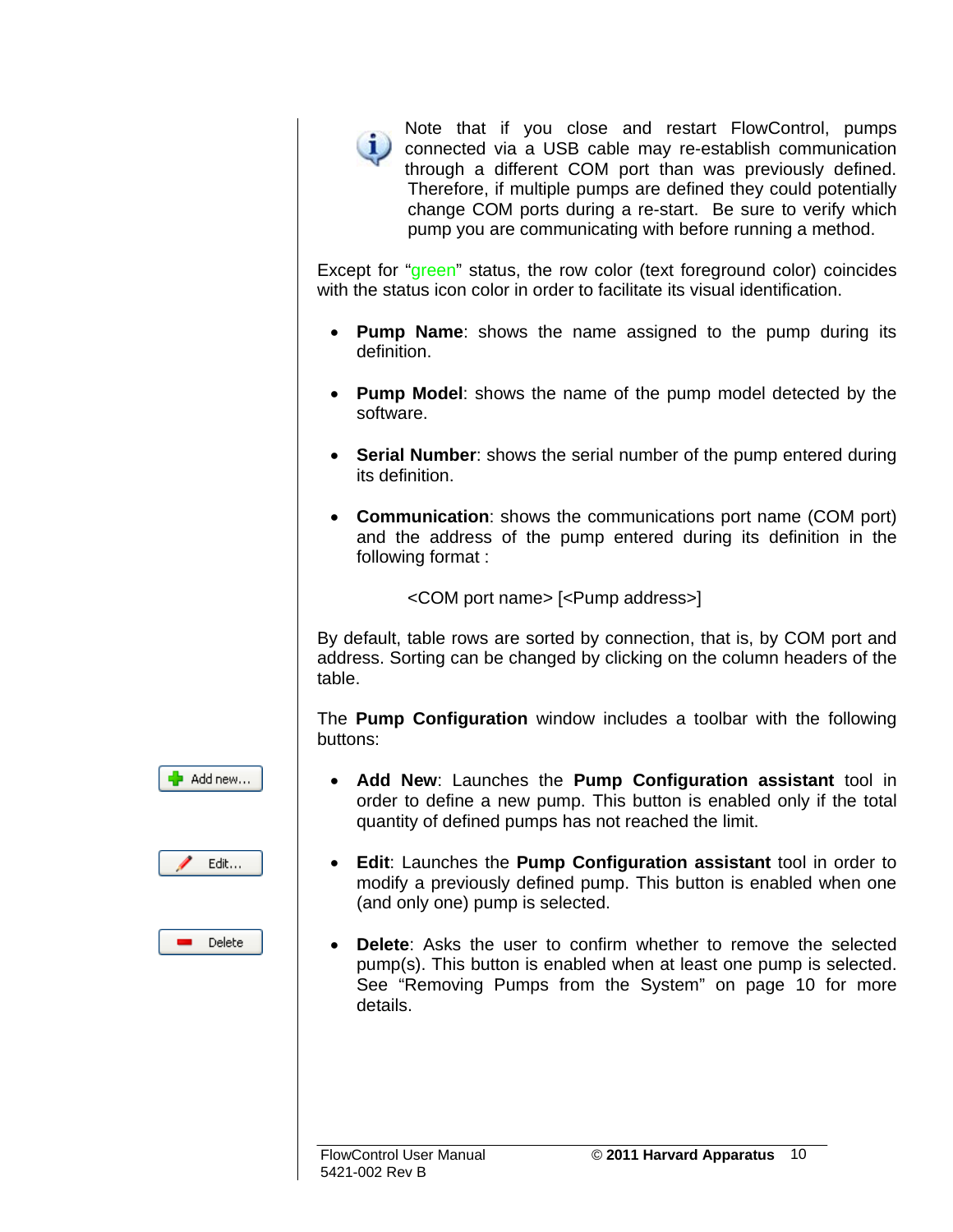Note that if you close and restart FlowControl, pumps connected via a USB cable may re-establish communication through a different COM port than was previously defined. Therefore, if multiple pumps are defined they could potentially change COM ports during a re-start. Be sure to verify which pump you are communicating with before running a method.

Except for "green" status, the row color (text foreground color) coincides with the status icon color in order to facilitate its visual identification.

- **Pump Name**: shows the name assigned to the pump during its definition.
- **Pump Model**: shows the name of the pump model detected by the software.
- **Serial Number**: shows the serial number of the pump entered during its definition.
- **Communication**: shows the communications port name (COM port) and the address of the pump entered during its definition in the following format :

  <COM port name> [<Pump address>]

By default, table rows are sorted by connection, that is, by COM port and address. Sorting can be changed by clicking on the column headers of the table.

The **Pump Configuration** window includes a toolbar with the following buttons:

- **Add New**: Launches the **Pump Configuration assistant** tool in order to define a new pump. This button is enabled only if the total quantity of defined pumps has not reached the limit.
- **Edit**: Launches the **Pump Configuration assistant** tool in order to modify a previously defined pump. This button is enabled when one (and only one) pump is selected.
- **Delete**: Asks the user to confirm whether to remove the selected pump(s). This button is enabled when at least one pump is selected. See "Removing Pumps from the System" on page 10 for more details.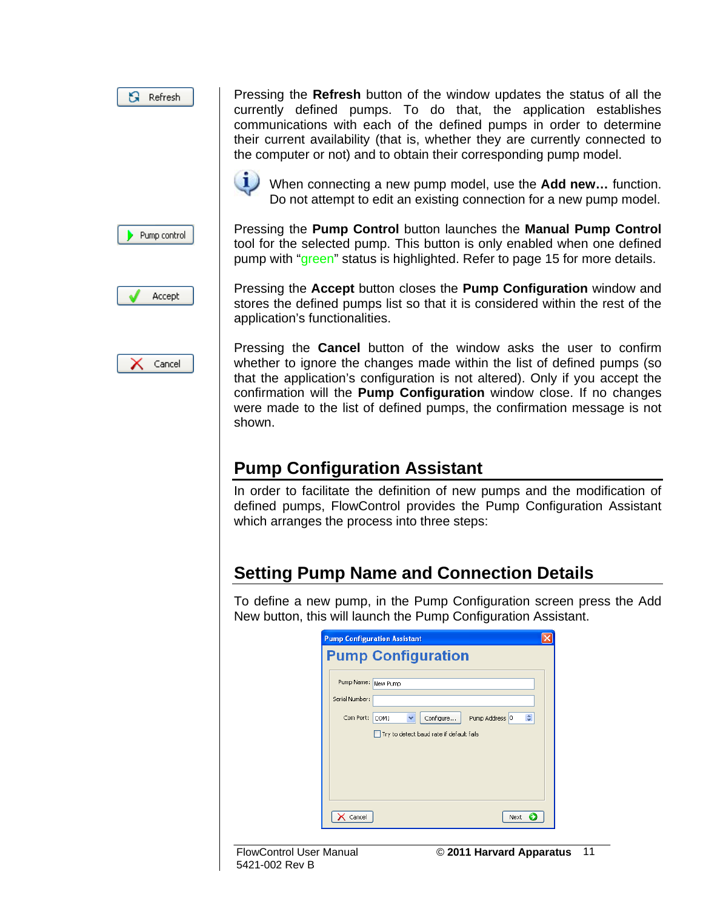Pressing the **Refresh** button of the window updates the status of all the currently defined pumps. To do that, the application establishes communications with each of the defined pumps in order to determine their current availability (that is, whether they are currently connected to the computer or not) and to obtain their corresponding pump model.

When connecting a new pump model, use the **Add new…** function. Do not attempt to edit an existing connection for a new pump model.

Pressing the **Pump Control** button launches the **Manual Pump Control** tool for the selected pump. This button is only enabled when one defined pump with “green” status is highlighted. Refer to page 15 for more details.

Pressing the **Accept** button closes the **Pump Configuration** window and stores the defined pumps list so that it is considered within the rest of the application’s functionalities.

Pressing the **Cancel** button of the window asks the user to confirm whether to ignore the changes made within the list of defined pumps (so that the application’s configuration is not altered). Only if you accept the confirmation will the **Pump Configuration** window close. If no changes were made to the list of defined pumps, the confirmation message is not shown.

## Pump Configuration Assistant

In order to facilitate the definition of new pumps and the modification of defined pumps, FlowControl provides the Pump Configuration Assistant which arranges the process into three steps:

## Setting Pump Name and Connection Details

To define a new pump, in the Pump Configuration screen press the Add New button, this will launch the Pump Configuration Assistant.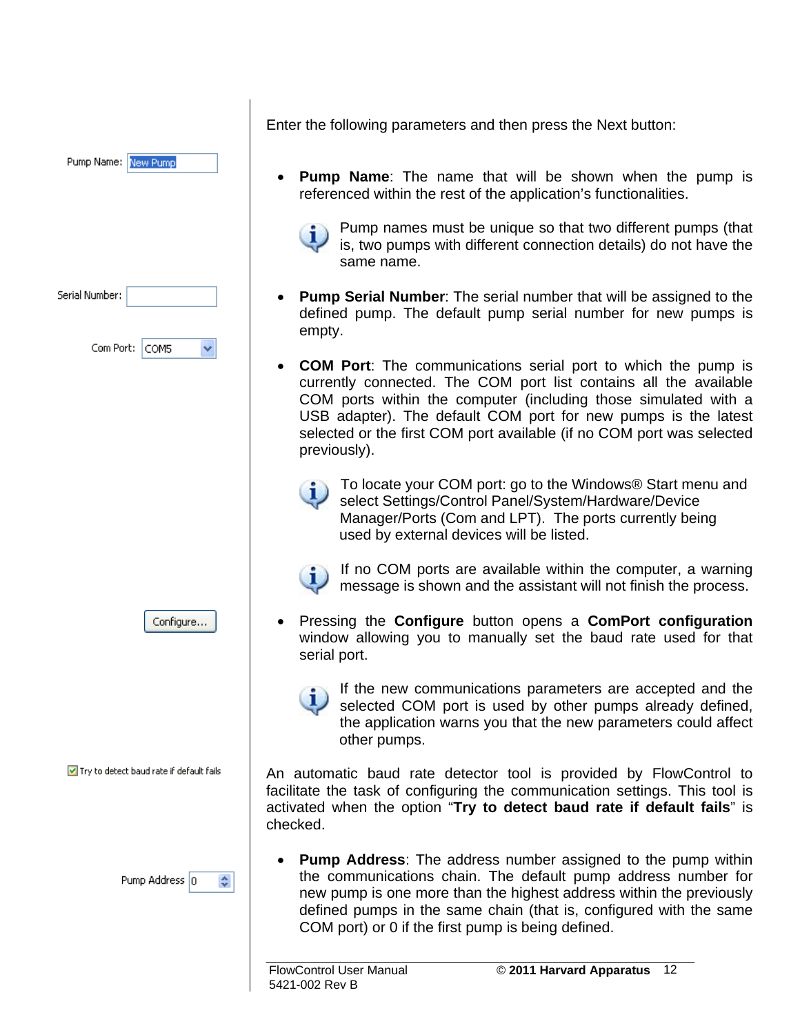Enter the following parameters and then press the Next button:

Pump Name: New Pump

- **Pump Name**: The name that will be shown when the pump is referenced within the rest of the application's functionalities.

  Pump names must be unique so that two different pumps (that is, two pumps with different connection details) do not have the same name.

Serial Number:

Com Port: COM5

- **Pump Serial Number**: The serial number that will be assigned to the defined pump. The default pump serial number for new pumps is empty.

- **COM Port**: The communications serial port to which the pump is currently connected. The COM port list contains all the available COM ports within the computer (including those simulated with a USB adapter). The default COM port for new pumps is the latest selected or the first COM port available (if no COM port was selected previously).

  To locate your COM port: go to the Windows® Start menu and select Settings/Control Panel/System/Hardware/Device Manager/Ports (Com and LPT). The ports currently being used by external devices will be listed.

  If no COM ports are available within the computer, a warning message is shown and the assistant will not finish the process.

Configure...

- Pressing the **Configure** button opens a **ComPort configuration** window allowing you to manually set the baud rate used for that serial port.

  If the new communications parameters are accepted and the selected COM port is used by other pumps already defined, the application warns you that the new parameters could affect other pumps.

☑ Try to detect baud rate if default fails

An automatic baud rate detector tool is provided by FlowControl to facilitate the task of configuring the communication settings. This tool is activated when the option "**Try to detect baud rate if default fails**" is checked.

Pump Address 0

- **Pump Address**: The address number assigned to the pump within the communications chain. The default pump address number for new pump is one more than the highest address within the previously defined pumps in the same chain (that is, configured with the same COM port) or 0 if the first pump is being defined.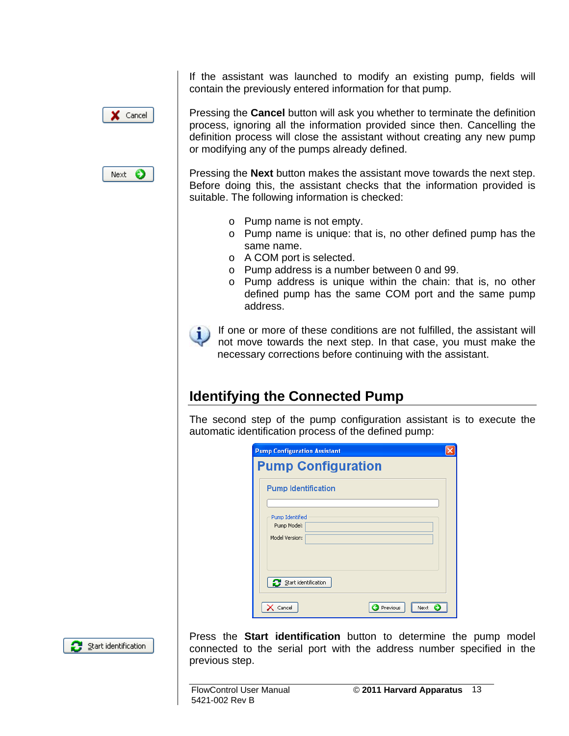If the assistant was launched to modify an existing pump, fields will contain the previously entered information for that pump.

Pressing the **Cancel** button will ask you whether to terminate the definition process, ignoring all the information provided since then. Cancelling the definition process will close the assistant without creating any new pump or modifying any of the pumps already defined.

Pressing the **Next** button makes the assistant move towards the next step. Before doing this, the assistant checks that the information provided is suitable. The following information is checked:

- Pump name is not empty.
- Pump name is unique: that is, no other defined pump has the same name.
- A COM port is selected.
- Pump address is a number between 0 and 99.
- Pump address is unique within the chain: that is, no other defined pump has the same COM port and the same pump address.

If one or more of these conditions are not fulfilled, the assistant will not move towards the next step. In that case, you must make the necessary corrections before continuing with the assistant.

## Identifying the Connected Pump

The second step of the pump configuration assistant is to execute the automatic identification process of the defined pump:

Press the **Start identification** button to determine the pump model connected to the serial port with the address number specified in the previous step.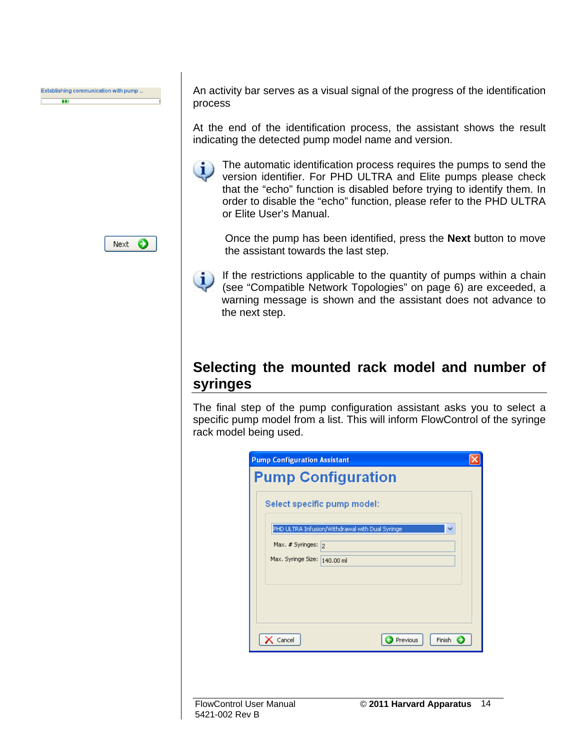An activity bar serves as a visual signal of the progress of the identification process

At the end of the identification process, the assistant shows the result indicating the detected pump model name and version.

The automatic identification process requires the pumps to send the version identifier. For PHD ULTRA and Elite pumps please check that the “echo” function is disabled before trying to identify them. In order to disable the “echo” function, please refer to the PHD ULTRA or Elite User’s Manual.

Once the pump has been identified, press the **Next** button to move the assistant towards the last step.

If the restrictions applicable to the quantity of pumps within a chain (see “Compatible Network Topologies” on page 6) are exceeded, a warning message is shown and the assistant does not advance to the next step.

## Selecting the mounted rack model and number of syringes

The final step of the pump configuration assistant asks you to select a specific pump model from a list. This will inform FlowControl of the syringe rack model being used.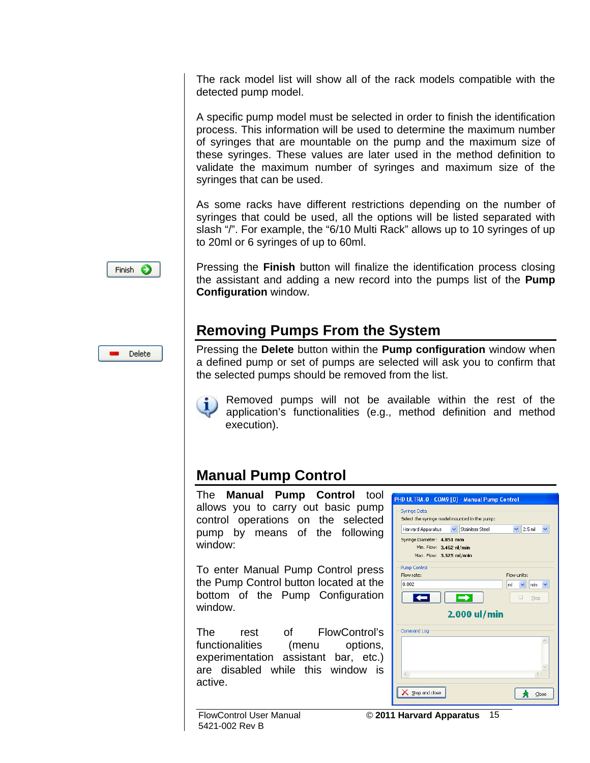The rack model list will show all of the rack models compatible with the detected pump model.

A specific pump model must be selected in order to finish the identification process. This information will be used to determine the maximum number of syringes that are mountable on the pump and the maximum size of these syringes. These values are later used in the method definition to validate the maximum number of syringes and maximum size of the syringes that can be used.

As some racks have different restrictions depending on the number of syringes that could be used, all the options will be listed separated with slash "/". For example, the "6/10 Multi Rack" allows up to 10 syringes of up to 20ml or 6 syringes of up to 60ml.

Pressing the **Finish** button will finalize the identification process closing the assistant and adding a new record into the pumps list of the **Pump Configuration** window.

## Removing Pumps From the System

Pressing the **Delete** button within the **Pump configuration** window when a defined pump or set of pumps are selected will ask you to confirm that the selected pumps should be removed from the list.

Removed pumps will not be available within the rest of the application's functionalities (e.g., method definition and method execution).

## Manual Pump Control

The **Manual Pump Control** tool allows you to carry out basic pump control operations on the selected pump by means of the following window:

To enter Manual Pump Control press the Pump Control button located at the bottom of the Pump Configuration window.

The rest of FlowControl's functionalities (menu options, experimentation assistant bar, etc.) are disabled while this window is active.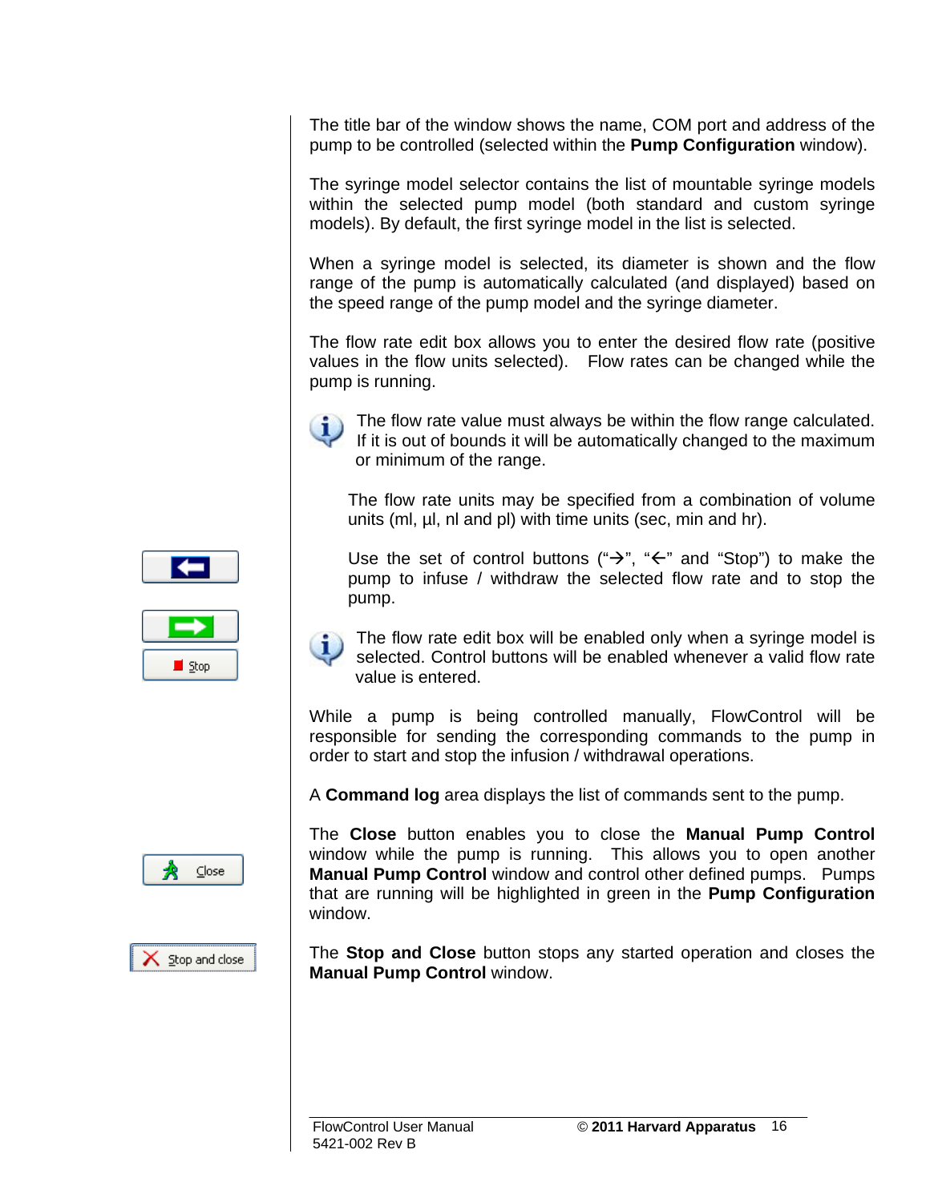The title bar of the window shows the name, COM port and address of the pump to be controlled (selected within the **Pump Configuration** window).

The syringe model selector contains the list of mountable syringe models within the selected pump model (both standard and custom syringe models). By default, the first syringe model in the list is selected.

When a syringe model is selected, its diameter is shown and the flow range of the pump is automatically calculated (and displayed) based on the speed range of the pump model and the syringe diameter.

The flow rate edit box allows you to enter the desired flow rate (positive values in the flow units selected). Flow rates can be changed while the pump is running.

The flow rate value must always be within the flow range calculated. If it is out of bounds it will be automatically changed to the maximum or minimum of the range.

The flow rate units may be specified from a combination of volume units (ml, µl, nl and pl) with time units (sec, min and hr).

Use the set of control buttons ("→", "←" and "Stop") to make the pump to infuse / withdraw the selected flow rate and to stop the pump.

Stop

The flow rate edit box will be enabled only when a syringe model is selected. Control buttons will be enabled whenever a valid flow rate value is entered.

While a pump is being controlled manually, FlowControl will be responsible for sending the corresponding commands to the pump in order to start and stop the infusion / withdrawal operations.

A **Command log** area displays the list of commands sent to the pump.

Close

The **Close** button enables you to close the **Manual Pump Control** window while the pump is running. This allows you to open another **Manual Pump Control** window and control other defined pumps. Pumps that are running will be highlighted in green in the **Pump Configuration** window.

Stop and close

The **Stop and Close** button stops any started operation and closes the **Manual Pump Control** window.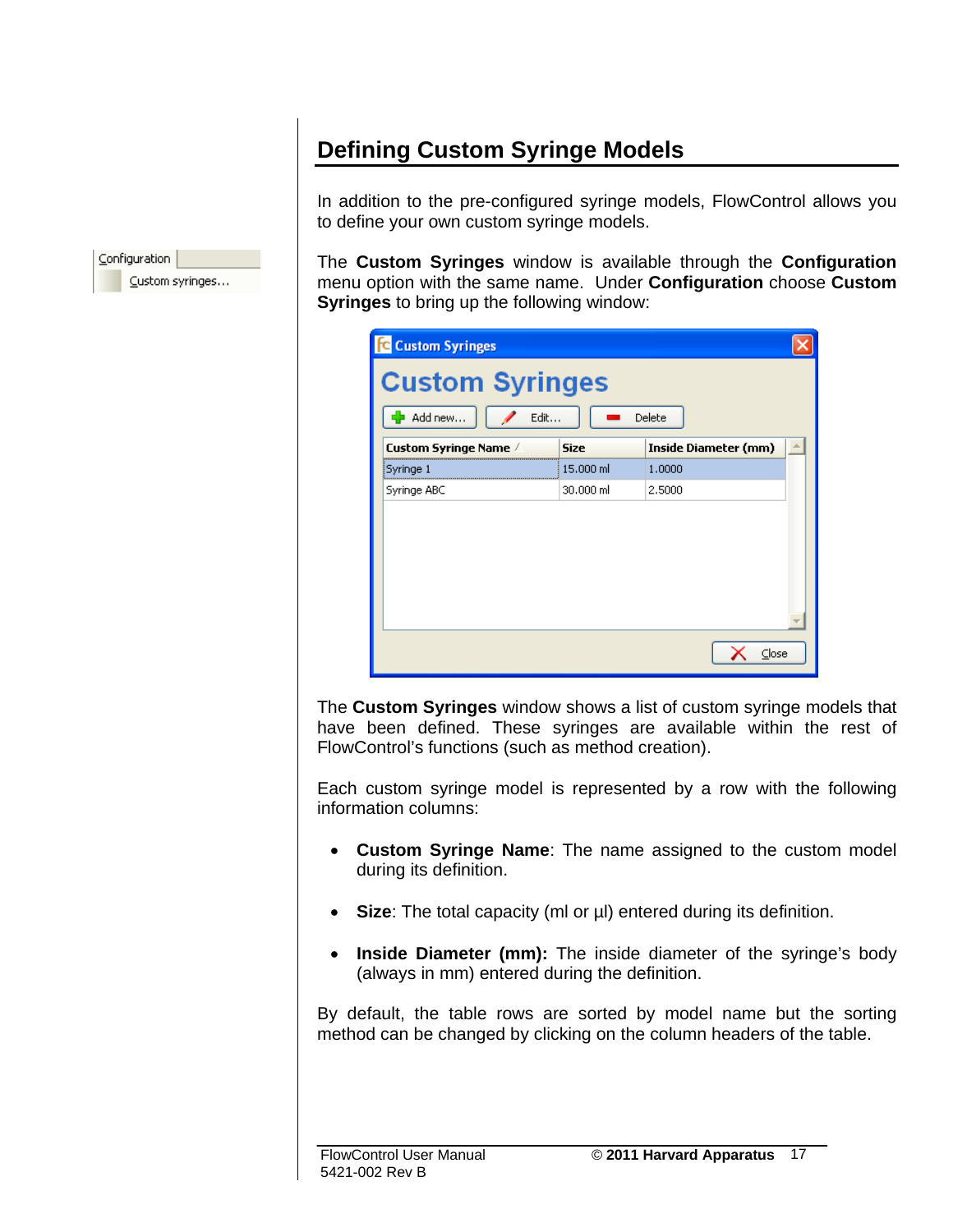## Defining Custom Syringe Models

In addition to the pre-configured syringe models, FlowControl allows you to define your own custom syringe models.

The **Custom Syringes** window is available through the **Configuration** menu option with the same name. Under **Configuration** choose **Custom Syringes** to bring up the following window:

The **Custom Syringes** window shows a list of custom syringe models that have been defined. These syringes are available within the rest of FlowControl's functions (such as method creation).

Each custom syringe model is represented by a row with the following information columns:

- **Custom Syringe Name**: The name assigned to the custom model during its definition.
- **Size**: The total capacity (ml or µl) entered during its definition.
- **Inside Diameter (mm):** The inside diameter of the syringe's body (always in mm) entered during the definition.

By default, the table rows are sorted by model name but the sorting method can be changed by clicking on the column headers of the table.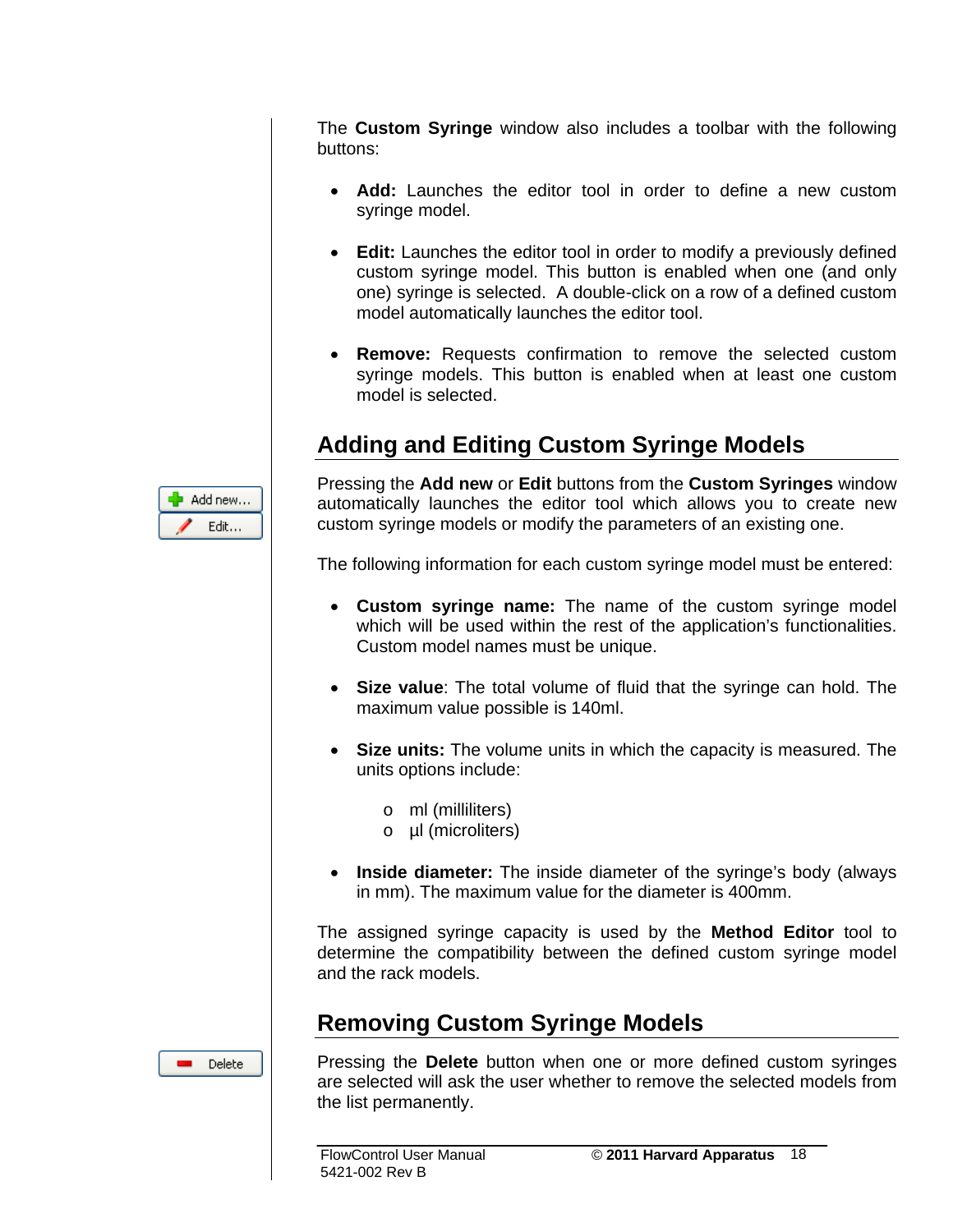The **Custom Syringe** window also includes a toolbar with the following buttons:

- **Add:** Launches the editor tool in order to define a new custom syringe model.
- **Edit:** Launches the editor tool in order to modify a previously defined custom syringe model. This button is enabled when one (and only one) syringe is selected. A double-click on a row of a defined custom model automatically launches the editor tool.
- **Remove:** Requests confirmation to remove the selected custom syringe models. This button is enabled when at least one custom model is selected.

## Adding and Editing Custom Syringe Models

Pressing the **Add new** or **Edit** buttons from the **Custom Syringes** window automatically launches the editor tool which allows you to create new custom syringe models or modify the parameters of an existing one.

The following information for each custom syringe model must be entered:

- **Custom syringe name:** The name of the custom syringe model which will be used within the rest of the application's functionalities. Custom model names must be unique.
- **Size value**: The total volume of fluid that the syringe can hold. The maximum value possible is 140ml.
- **Size units:** The volume units in which the capacity is measured. The units options include:
  - ml (milliliters)
  - µl (microliters)
- **Inside diameter:** The inside diameter of the syringe's body (always in mm). The maximum value for the diameter is 400mm.

The assigned syringe capacity is used by the **Method Editor** tool to determine the compatibility between the defined custom syringe model and the rack models.

## Removing Custom Syringe Models

Pressing the **Delete** button when one or more defined custom syringes are selected will ask the user whether to remove the selected models from the list permanently.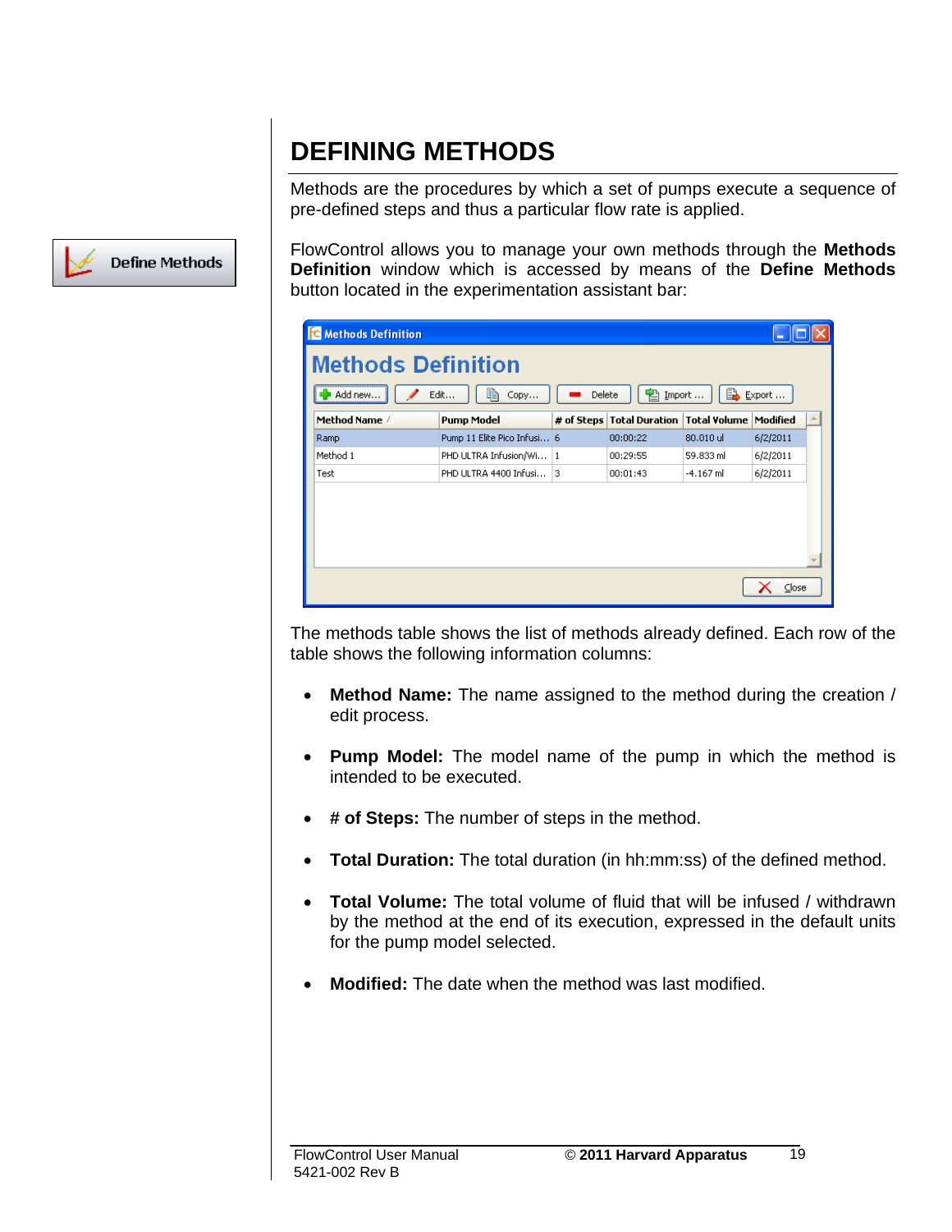# DEFINING METHODS

Methods are the procedures by which a set of pumps execute a sequence of pre-defined steps and thus a particular flow rate is applied.

FlowControl allows you to manage your own methods through the **Methods Definition** window which is accessed by means of the **Define Methods** button located in the experimentation assistant bar:

The methods table shows the list of methods already defined. Each row of the table shows the following information columns:

- **Method Name:** The name assigned to the method during the creation / edit process.
- **Pump Model:** The model name of the pump in which the method is intended to be executed.
- **# of Steps:** The number of steps in the method.
- **Total Duration:** The total duration (in hh:mm:ss) of the defined method.
- **Total Volume:** The total volume of fluid that will be infused / withdrawn by the method at the end of its execution, expressed in the default units for the pump model selected.
- **Modified:** The date when the method was last modified.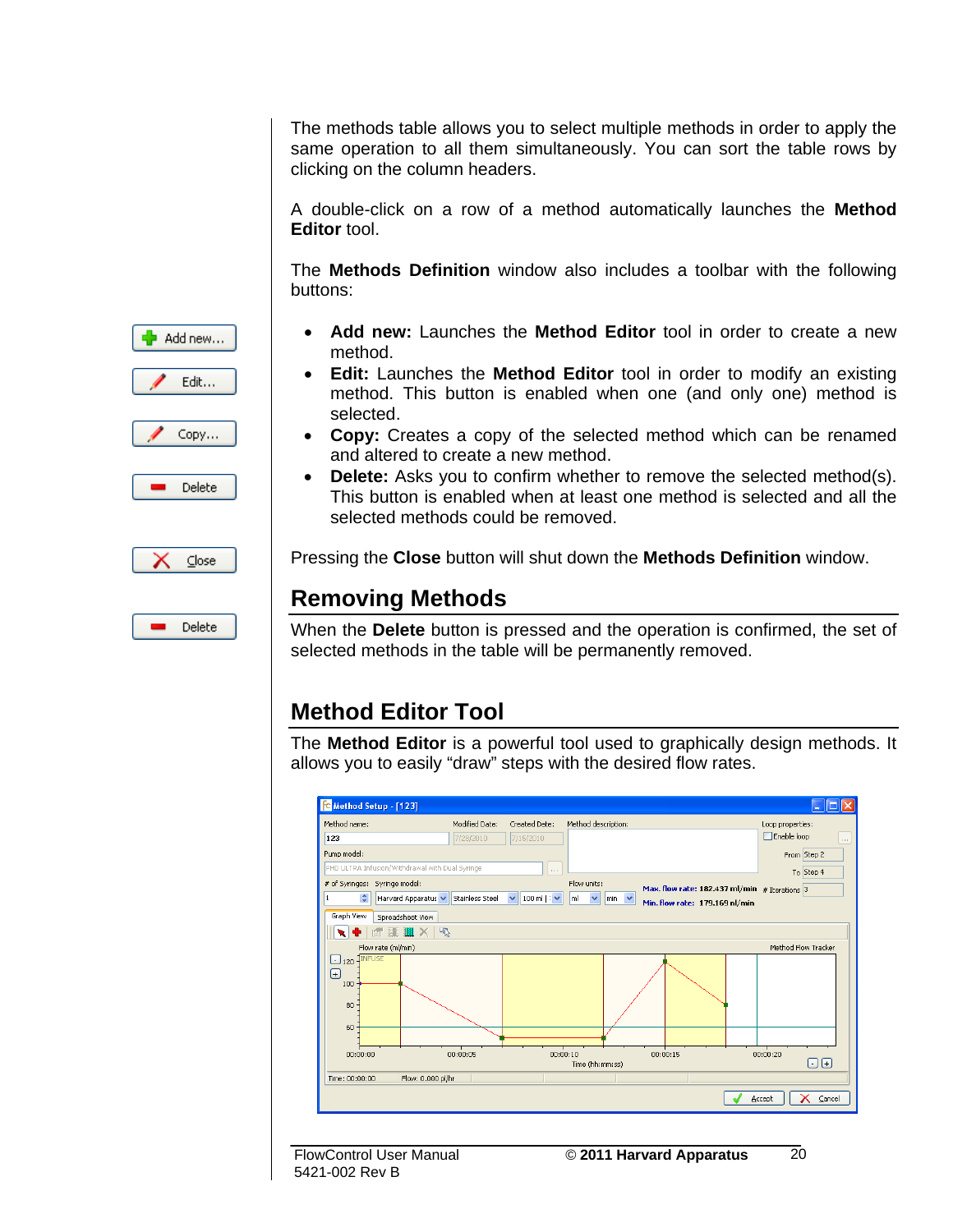The methods table allows you to select multiple methods in order to apply the same operation to all them simultaneously. You can sort the table rows by clicking on the column headers.

A double-click on a row of a method automatically launches the **Method Editor** tool.

The **Methods Definition** window also includes a toolbar with the following buttons:

- **Add new:** Launches the **Method Editor** tool in order to create a new method.
- **Edit:** Launches the **Method Editor** tool in order to modify an existing method. This button is enabled when one (and only one) method is selected.
- **Copy:** Creates a copy of the selected method which can be renamed and altered to create a new method.
- **Delete:** Asks you to confirm whether to remove the selected method(s). This button is enabled when at least one method is selected and all the selected methods could be removed.

Pressing the **Close** button will shut down the **Methods Definition** window.

## Removing Methods

When the **Delete** button is pressed and the operation is confirmed, the set of selected methods in the table will be permanently removed.

## Method Editor Tool

The **Method Editor** is a powerful tool used to graphically design methods. It allows you to easily "draw" steps with the desired flow rates.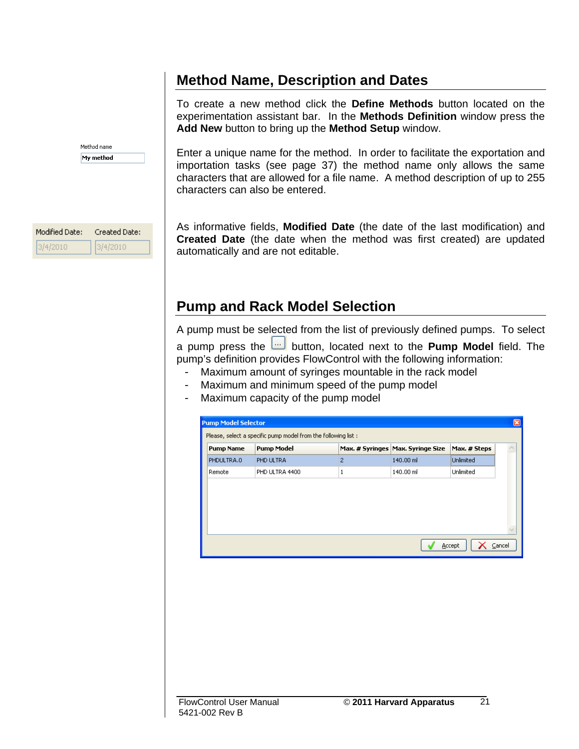## Method Name, Description and Dates

To create a new method click the **Define Methods** button located on the experimentation assistant bar. In the **Methods Definition** window press the **Add New** button to bring up the **Method Setup** window.

Enter a unique name for the method. In order to facilitate the exportation and importation tasks (see page 37) the method name only allows the same characters that are allowed for a file name. A method description of up to 255 characters can also be entered.

As informative fields, **Modified Date** (the date of the last modification) and **Created Date** (the date when the method was first created) are updated automatically and are not editable.

## Pump and Rack Model Selection

A pump must be selected from the list of previously defined pumps. To select a pump press the [...] button, located next to the **Pump Model** field. The pump's definition provides FlowControl with the following information:

- Maximum amount of syringes mountable in the rack model
- Maximum and minimum speed of the pump model
- Maximum capacity of the pump model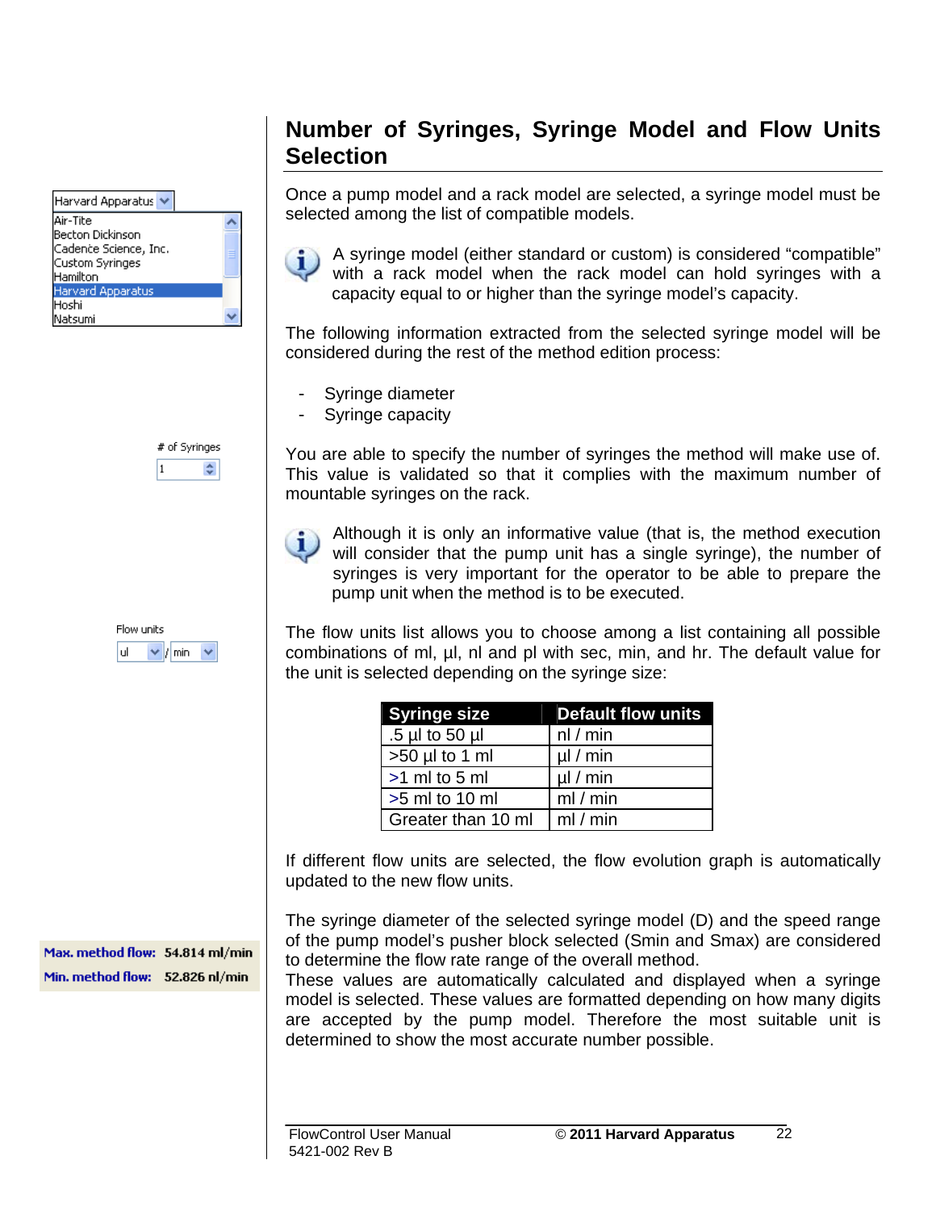# Number of Syringes, Syringe Model and Flow Units Selection

Harvard Apparatus

Air-Tite
Becton Dickinson
Cadence Science, Inc.
Custom Syringes
Hamilton
Harvard Apparatus
Hoshi
Natsumi

Once a pump model and a rack model are selected, a syringe model must be selected among the list of compatible models.

A syringe model (either standard or custom) is considered "compatible" with a rack model when the rack model can hold syringes with a capacity equal to or higher than the syringe model's capacity.

The following information extracted from the selected syringe model will be considered during the rest of the method edition process:

- Syringe diameter
- Syringe capacity

# of Syringes
1

You are able to specify the number of syringes the method will make use of. This value is validated so that it complies with the maximum number of mountable syringes on the rack.

Although it is only an informative value (that is, the method execution will consider that the pump unit has a single syringe), the number of syringes is very important for the operator to be able to prepare the pump unit when the method is to be executed.

Flow units
ul / min

The flow units list allows you to choose among a list containing all possible combinations of ml, µl, nl and pl with sec, min, and hr. The default value for the unit is selected depending on the syringe size:

| Syringe size | Default flow units |
| --- | --- |
| .5 µl to 50 µl | nl / min |
| >50 µl to 1 ml | µl / min |
| >1 ml to 5 ml | µl / min |
| >5 ml to 10 ml | ml / min |
| Greater than 10 ml | ml / min |

If different flow units are selected, the flow evolution graph is automatically updated to the new flow units.

**Max. method flow: 54.814 ml/min**
**Min. method flow: 52.826 nl/min**

The syringe diameter of the selected syringe model (D) and the speed range of the pump model's pusher block selected (Smin and Smax) are considered to determine the flow rate range of the overall method.
These values are automatically calculated and displayed when a syringe model is selected. These values are formatted depending on how many digits are accepted by the pump model. Therefore the most suitable unit is determined to show the most accurate number possible.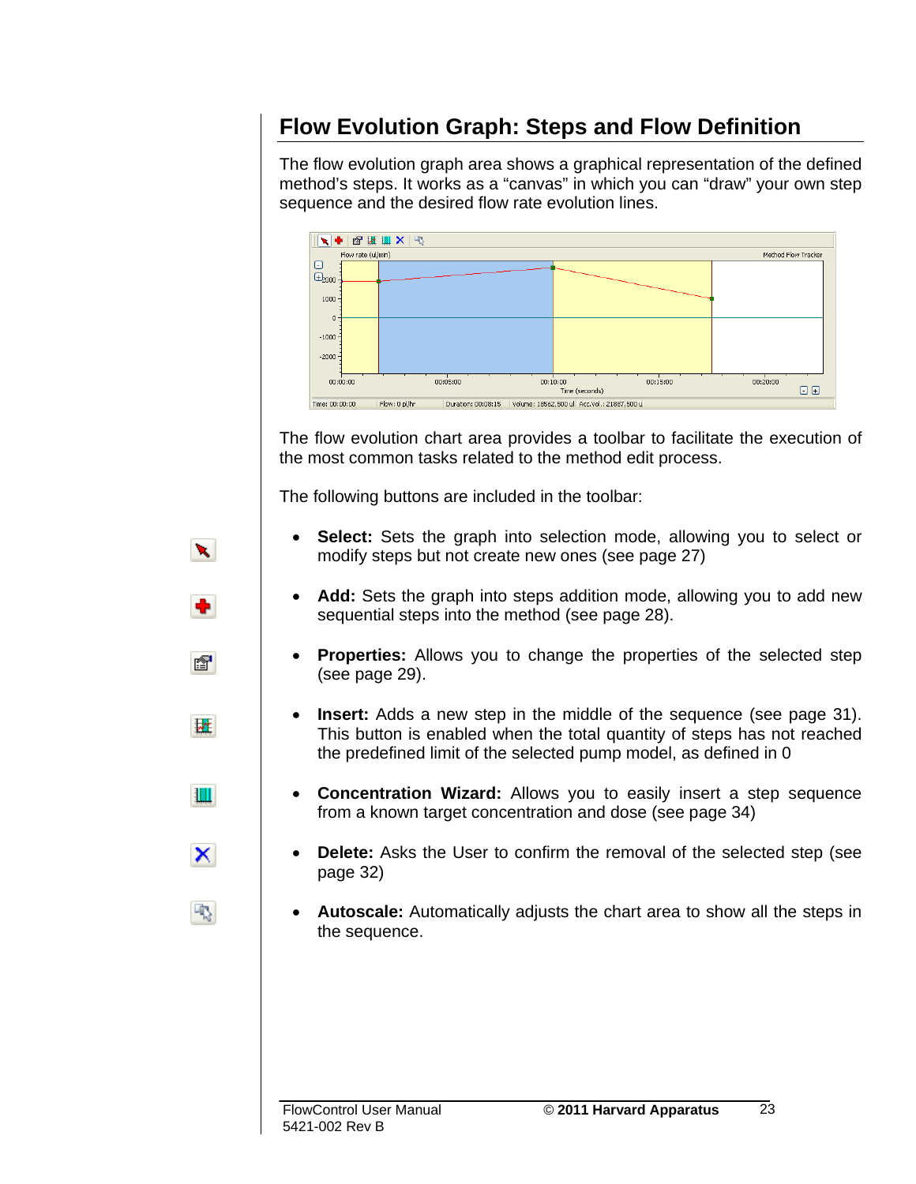## Flow Evolution Graph: Steps and Flow Definition

The flow evolution graph area shows a graphical representation of the defined method's steps. It works as a "canvas" in which you can "draw" your own step sequence and the desired flow rate evolution lines.

The flow evolution chart area provides a toolbar to facilitate the execution of the most common tasks related to the method edit process.

The following buttons are included in the toolbar:

- **Select:** Sets the graph into selection mode, allowing you to select or modify steps but not create new ones (see page 27)
- **Add:** Sets the graph into steps addition mode, allowing you to add new sequential steps into the method (see page 28).
- **Properties:** Allows you to change the properties of the selected step (see page 29).
- **Insert:** Adds a new step in the middle of the sequence (see page 31). This button is enabled when the total quantity of steps has not reached the predefined limit of the selected pump model, as defined in 0
- **Concentration Wizard:** Allows you to easily insert a step sequence from a known target concentration and dose (see page 34)
- **Delete:** Asks the User to confirm the removal of the selected step (see page 32)
- **Autoscale:** Automatically adjusts the chart area to show all the steps in the sequence.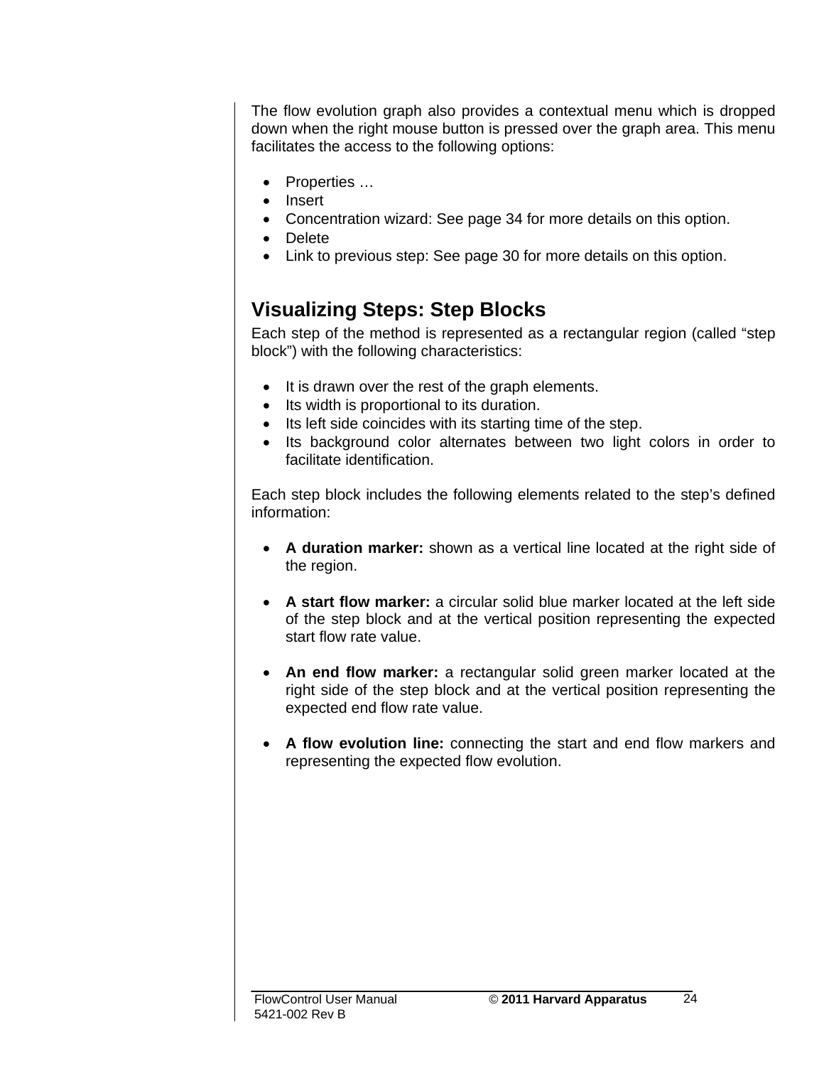The flow evolution graph also provides a contextual menu which is dropped down when the right mouse button is pressed over the graph area. This menu facilitates the access to the following options:

- Properties …
- Insert
- Concentration wizard: See page 34 for more details on this option.
- Delete
- Link to previous step: See page 30 for more details on this option.

## Visualizing Steps: Step Blocks

Each step of the method is represented as a rectangular region (called “step block”) with the following characteristics:

- It is drawn over the rest of the graph elements.
- Its width is proportional to its duration.
- Its left side coincides with its starting time of the step.
- Its background color alternates between two light colors in order to facilitate identification.

Each step block includes the following elements related to the step’s defined information:

- **A duration marker:** shown as a vertical line located at the right side of the region.

- **A start flow marker:** a circular solid blue marker located at the left side of the step block and at the vertical position representing the expected start flow rate value.

- **An end flow marker:** a rectangular solid green marker located at the right side of the step block and at the vertical position representing the expected end flow rate value.

- **A flow evolution line:** connecting the start and end flow markers and representing the expected flow evolution.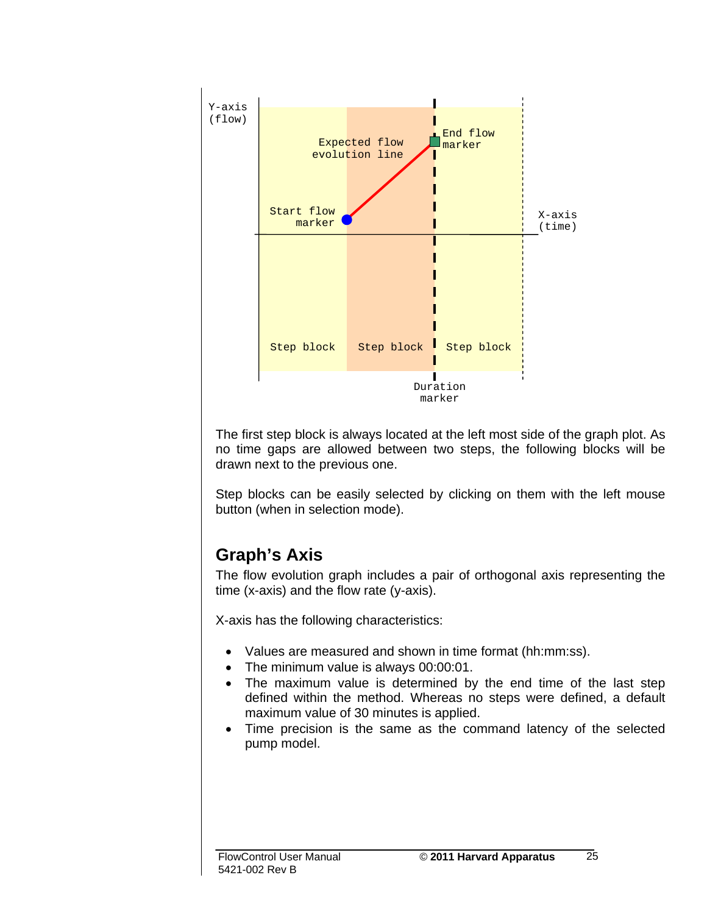The first step block is always located at the left most side of the graph plot. As no time gaps are allowed between two steps, the following blocks will be drawn next to the previous one.

Step blocks can be easily selected by clicking on them with the left mouse button (when in selection mode).

## Graph's Axis

The flow evolution graph includes a pair of orthogonal axis representing the time (x-axis) and the flow rate (y-axis).

X-axis has the following characteristics:

- Values are measured and shown in time format (hh:mm:ss).
- The minimum value is always 00:00:01.
- The maximum value is determined by the end time of the last step defined within the method. Whereas no steps were defined, a default maximum value of 30 minutes is applied.
- Time precision is the same as the command latency of the selected pump model.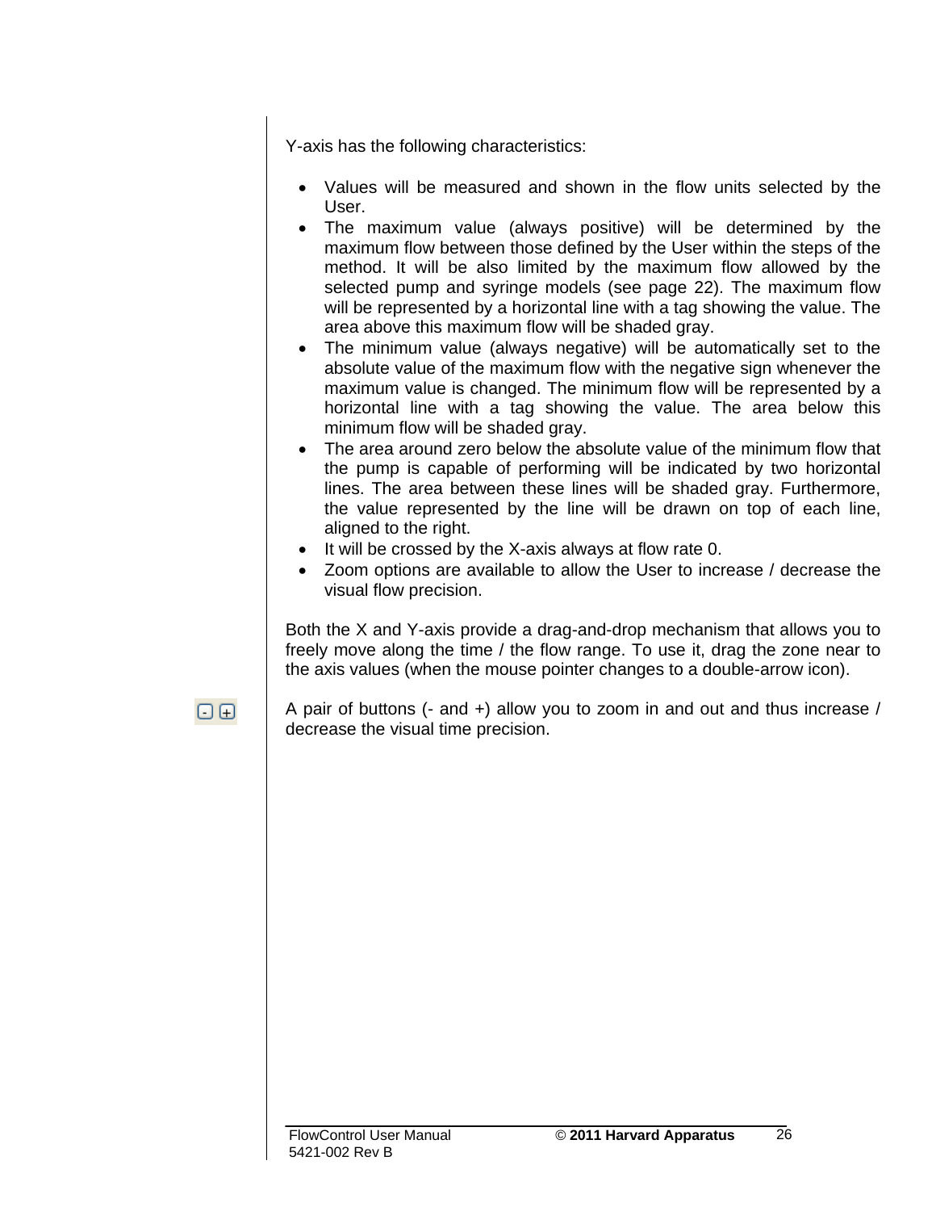Y-axis has the following characteristics:

- Values will be measured and shown in the flow units selected by the User.
- The maximum value (always positive) will be determined by the maximum flow between those defined by the User within the steps of the method. It will be also limited by the maximum flow allowed by the selected pump and syringe models (see page 22). The maximum flow will be represented by a horizontal line with a tag showing the value. The area above this maximum flow will be shaded gray.
- The minimum value (always negative) will be automatically set to the absolute value of the maximum flow with the negative sign whenever the maximum value is changed. The minimum flow will be represented by a horizontal line with a tag showing the value. The area below this minimum flow will be shaded gray.
- The area around zero below the absolute value of the minimum flow that the pump is capable of performing will be indicated by two horizontal lines. The area between these lines will be shaded gray. Furthermore, the value represented by the line will be drawn on top of each line, aligned to the right.
- It will be crossed by the X-axis always at flow rate 0.
- Zoom options are available to allow the User to increase / decrease the visual flow precision.

Both the X and Y-axis provide a drag-and-drop mechanism that allows you to freely move along the time / the flow range. To use it, drag the zone near to the axis values (when the mouse pointer changes to a double-arrow icon).

A pair of buttons (- and +) allow you to zoom in and out and thus increase / decrease the visual time precision.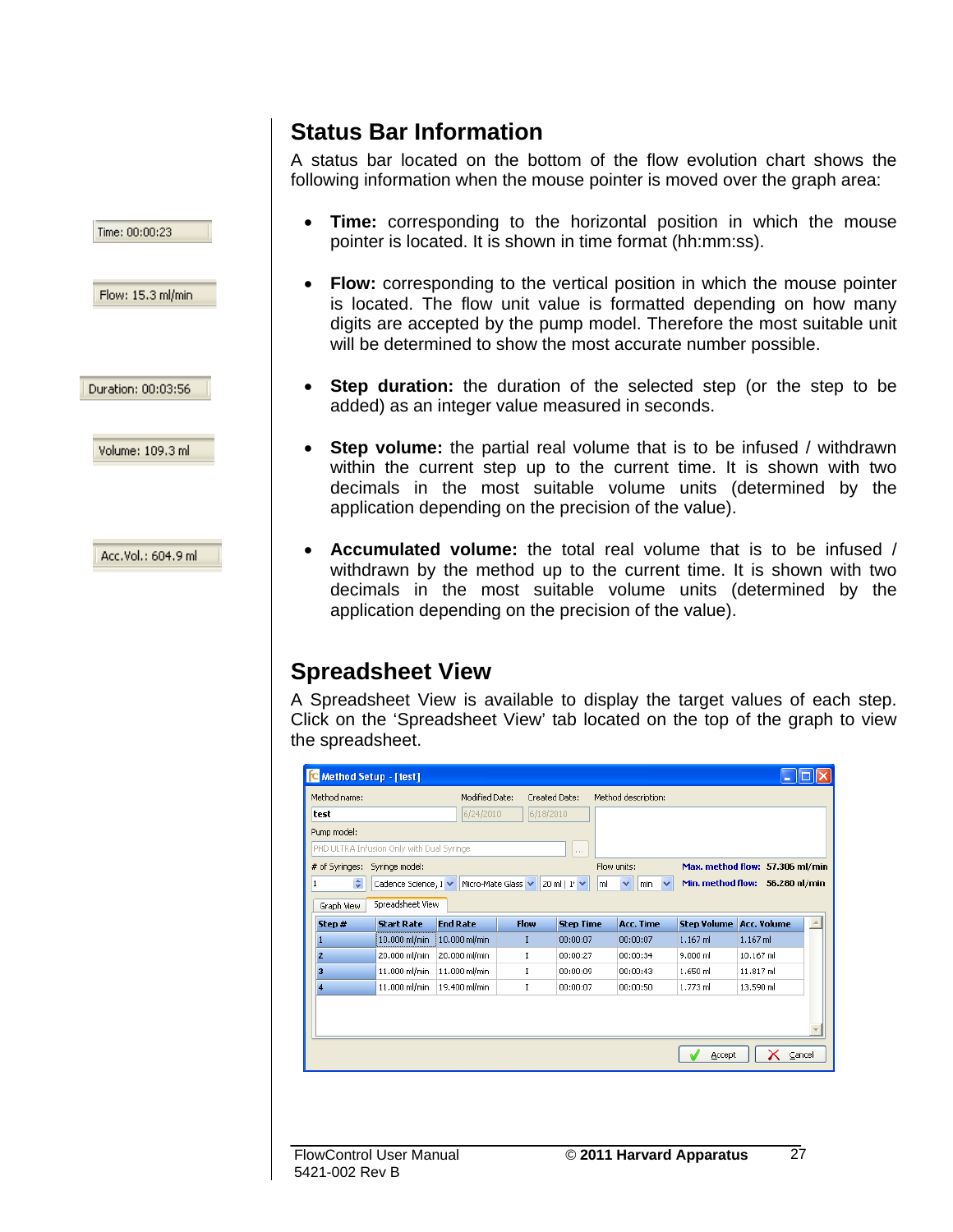## Status Bar Information

A status bar located on the bottom of the flow evolution chart shows the following information when the mouse pointer is moved over the graph area:

Time: 00:00:23

- **Time:** corresponding to the horizontal position in which the mouse pointer is located. It is shown in time format (hh:mm:ss).

Flow: 15.3 ml/min

- **Flow:** corresponding to the vertical position in which the mouse pointer is located. The flow unit value is formatted depending on how many digits are accepted by the pump model. Therefore the most suitable unit will be determined to show the most accurate number possible.

Duration: 00:03:56

- **Step duration:** the duration of the selected step (or the step to be added) as an integer value measured in seconds.

Volume: 109.3 ml

- **Step volume:** the partial real volume that is to be infused / withdrawn within the current step up to the current time. It is shown with two decimals in the most suitable volume units (determined by the application depending on the precision of the value).

Acc.Vol.: 604.9 ml

- **Accumulated volume:** the total real volume that is to be infused / withdrawn by the method up to the current time. It is shown with two decimals in the most suitable volume units (determined by the application depending on the precision of the value).

## Spreadsheet View

A Spreadsheet View is available to display the target values of each step. Click on the 'Spreadsheet View' tab located on the top of the graph to view the spreadsheet.

Method Setup - [test]

Method name: test | Modified Date: 6/24/2010 | Created Date: 6/18/2010 | Method description:

Pump model: PHD ULTRA Infusion Only with Dual Syringe

# of Syringes: 1 | Syringe model: Cadence Science, I | Micro-Mate Glass | 20 ml | Flow units: ml | min

Max. method flow: 57.306 ml/min
Min. method flow: 56.280 nl/min

Graph View | Spreadsheet View

| Step # | Start Rate | End Rate | Flow | Step Time | Acc. Time | Step Volume | Acc. Volume |
|---|---|---|---|---|---|---|---|
| 1 | 10.000 ml/min | 10.000 ml/min | I | 00:00:07 | 00:00:07 | 1.167 ml | 1.167 ml |
| 2 | 20.000 ml/min | 20.000 ml/min | I | 00:00:27 | 00:00:34 | 9.000 ml | 10.167 ml |
| 3 | 11.000 ml/min | 11.000 ml/min | I | 00:00:09 | 00:00:43 | 1.650 ml | 11.817 ml |
| 4 | 11.000 ml/min | 19.400 ml/min | I | 00:00:07 | 00:00:50 | 1.773 ml | 13.590 ml |

Accept | Cancel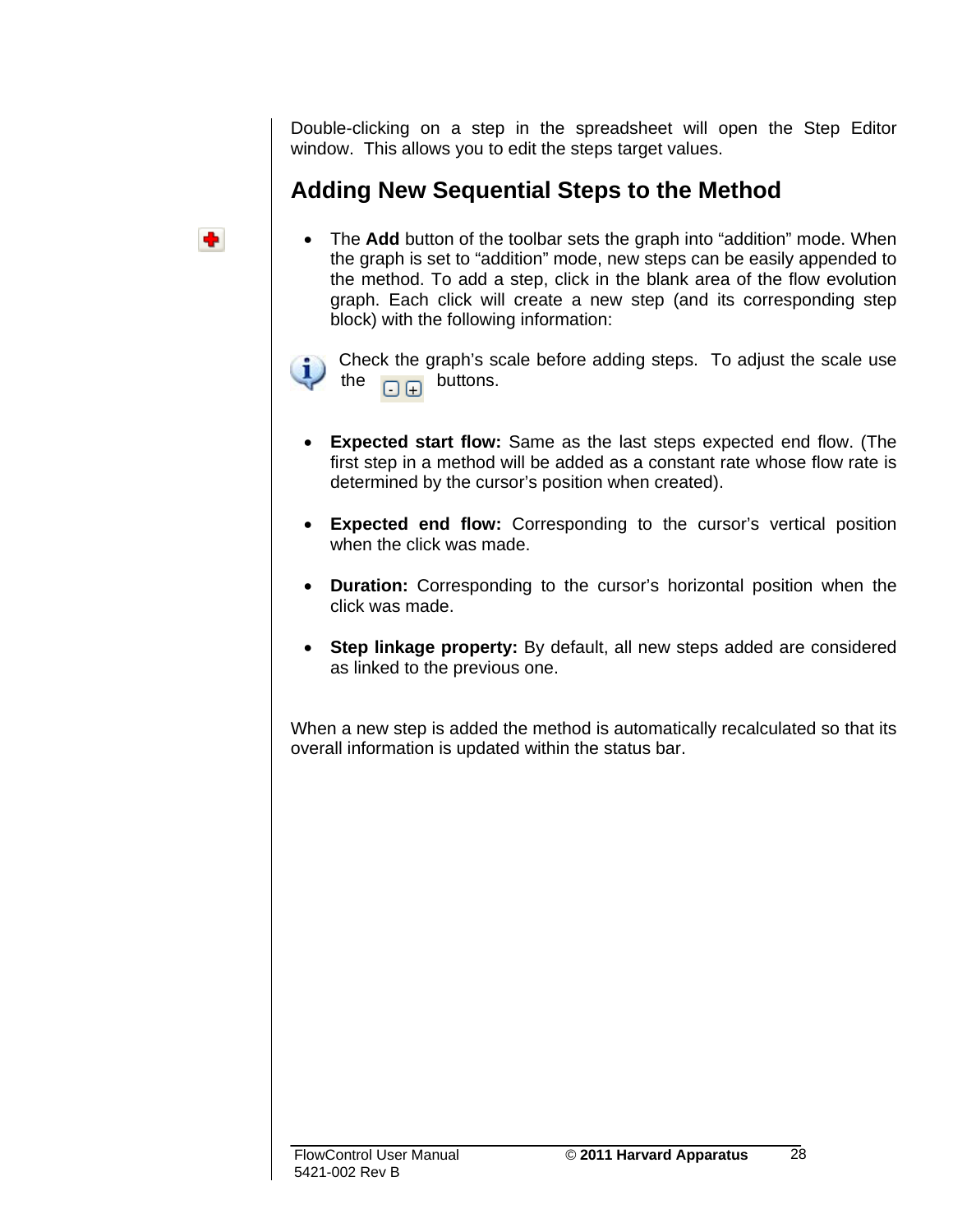Double-clicking on a step in the spreadsheet will open the Step Editor window. This allows you to edit the steps target values.

## Adding New Sequential Steps to the Method

- The **Add** button of the toolbar sets the graph into "addition" mode. When the graph is set to "addition" mode, new steps can be easily appended to the method. To add a step, click in the blank area of the flow evolution graph. Each click will create a new step (and its corresponding step block) with the following information:

Check the graph's scale before adding steps. To adjust the scale use the buttons.

- **Expected start flow:** Same as the last steps expected end flow. (The first step in a method will be added as a constant rate whose flow rate is determined by the cursor's position when created).

- **Expected end flow:** Corresponding to the cursor's vertical position when the click was made.

- **Duration:** Corresponding to the cursor's horizontal position when the click was made.

- **Step linkage property:** By default, all new steps added are considered as linked to the previous one.

When a new step is added the method is automatically recalculated so that its overall information is updated within the status bar.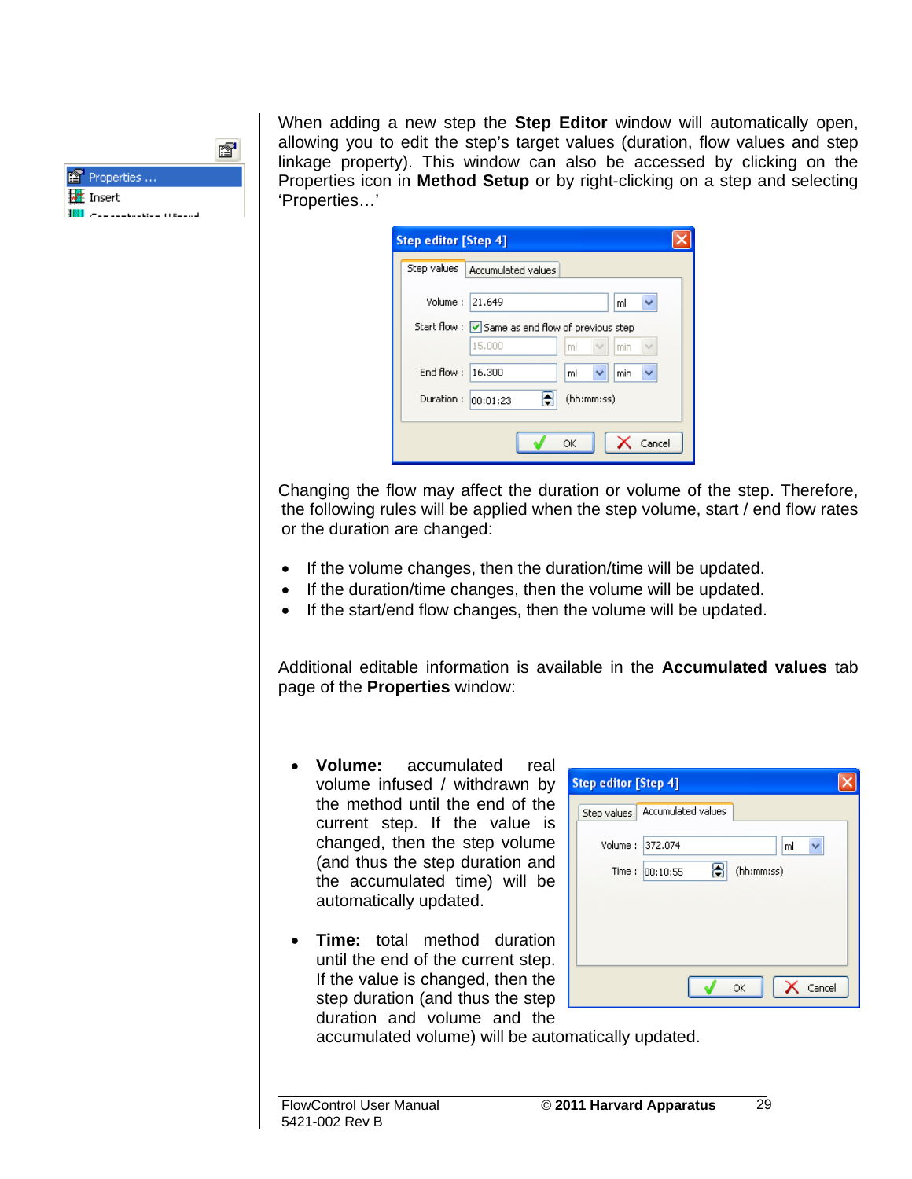When adding a new step the **Step Editor** window will automatically open, allowing you to edit the step's target values (duration, flow values and step linkage property). This window can also be accessed by clicking on the Properties icon in **Method Setup** or by right-clicking on a step and selecting 'Properties…'

Changing the flow may affect the duration or volume of the step. Therefore, the following rules will be applied when the step volume, start / end flow rates or the duration are changed:

- If the volume changes, then the duration/time will be updated.
- If the duration/time changes, then the volume will be updated.
- If the start/end flow changes, then the volume will be updated.

Additional editable information is available in the **Accumulated values** tab page of the **Properties** window:

- **Volume:** accumulated real volume infused / withdrawn by the method until the end of the current step. If the value is changed, then the step volume (and thus the step duration and the accumulated time) will be automatically updated.
- **Time:** total method duration until the end of the current step. If the value is changed, then the step duration (and thus the step duration and volume and the accumulated volume) will be automatically updated.

FlowControl User Manual
5421-002 Rev B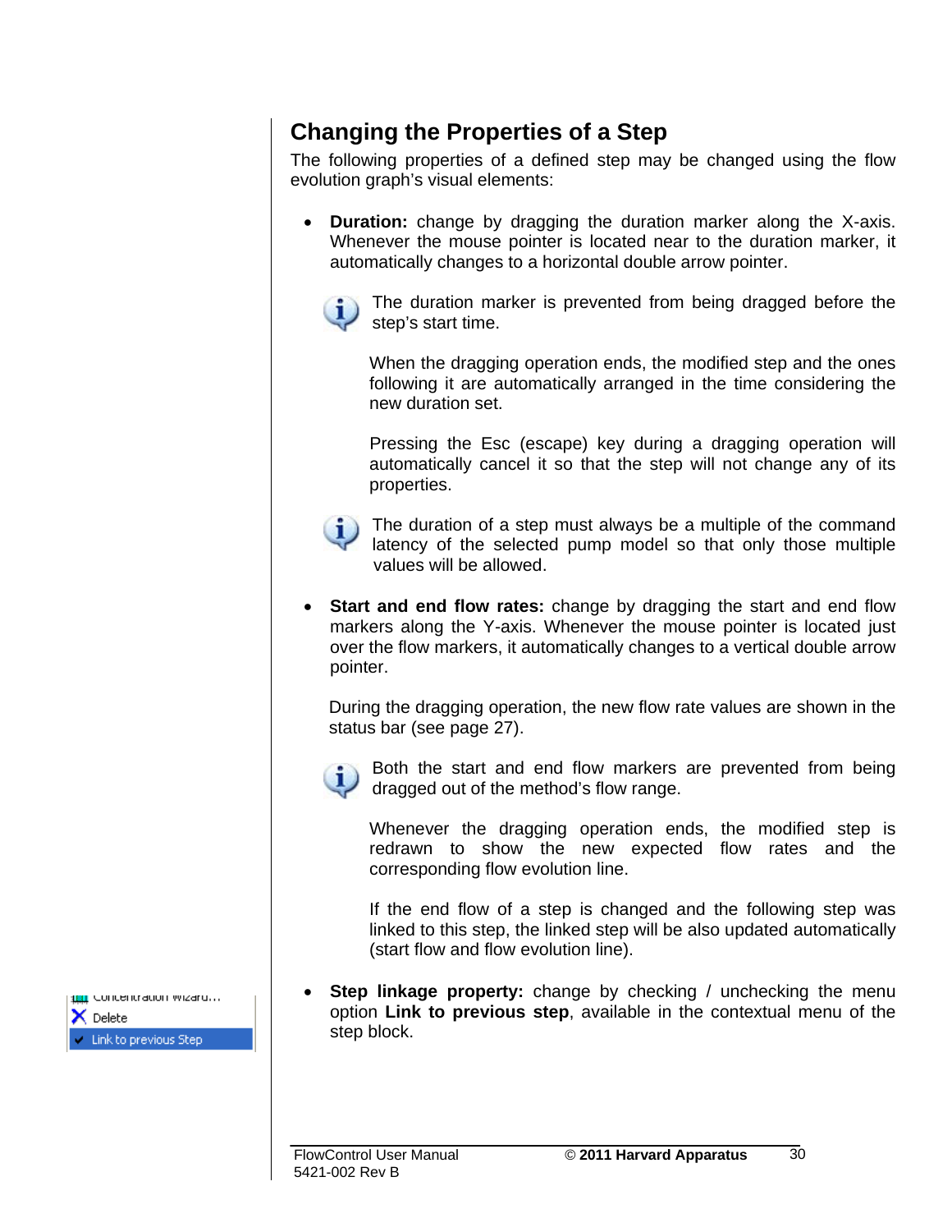## Changing the Properties of a Step

The following properties of a defined step may be changed using the flow evolution graph's visual elements:

- **Duration:** change by dragging the duration marker along the X-axis. Whenever the mouse pointer is located near to the duration marker, it automatically changes to a horizontal double arrow pointer.

  The duration marker is prevented from being dragged before the step's start time.

  When the dragging operation ends, the modified step and the ones following it are automatically arranged in the time considering the new duration set.

  Pressing the Esc (escape) key during a dragging operation will automatically cancel it so that the step will not change any of its properties.

  The duration of a step must always be a multiple of the command latency of the selected pump model so that only those multiple values will be allowed.

- **Start and end flow rates:** change by dragging the start and end flow markers along the Y-axis. Whenever the mouse pointer is located just over the flow markers, it automatically changes to a vertical double arrow pointer.

  During the dragging operation, the new flow rate values are shown in the status bar (see page 27).

  Both the start and end flow markers are prevented from being dragged out of the method's flow range.

  Whenever the dragging operation ends, the modified step is redrawn to show the new expected flow rates and the corresponding flow evolution line.

  If the end flow of a step is changed and the following step was linked to this step, the linked step will be also updated automatically (start flow and flow evolution line).

- **Step linkage property:** change by checking / unchecking the menu option **Link to previous step**, available in the contextual menu of the step block.

Concentration wizard...
Delete
Link to previous Step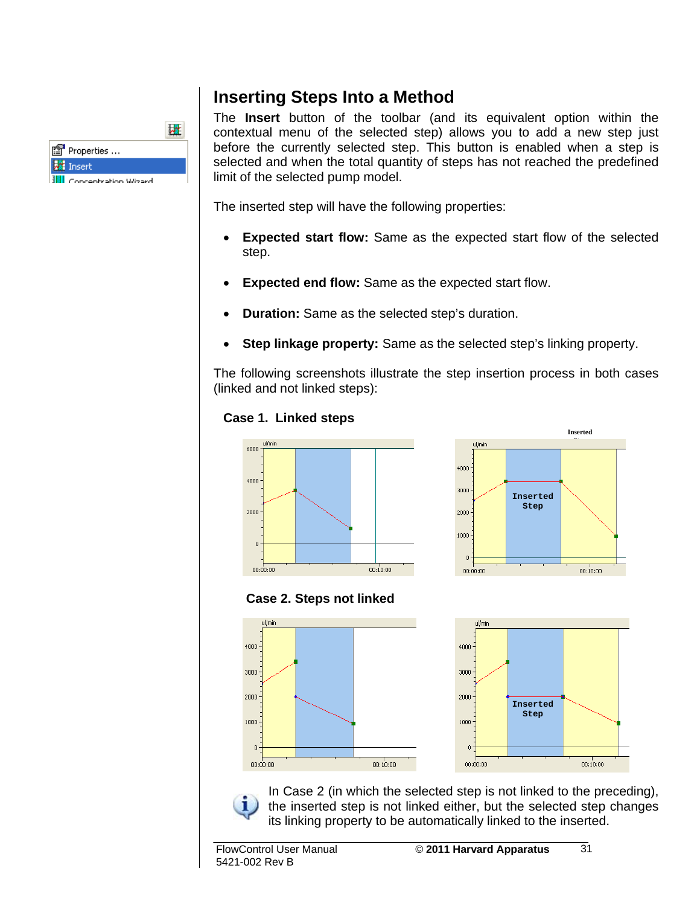## Inserting Steps Into a Method

The **Insert** button of the toolbar (and its equivalent option within the contextual menu of the selected step) allows you to add a new step just before the currently selected step. This button is enabled when a step is selected and when the total quantity of steps has not reached the predefined limit of the selected pump model.

The inserted step will have the following properties:

- **Expected start flow:** Same as the expected start flow of the selected step.
- **Expected end flow:** Same as the expected start flow.
- **Duration:** Same as the selected step's duration.
- **Step linkage property:** Same as the selected step's linking property.

The following screenshots illustrate the step insertion process in both cases (linked and not linked steps):

**Case 1. Linked steps**

**Case 2. Steps not linked**

In Case 2 (in which the selected step is not linked to the preceding), the inserted step is not linked either, but the selected step changes its linking property to be automatically linked to the inserted.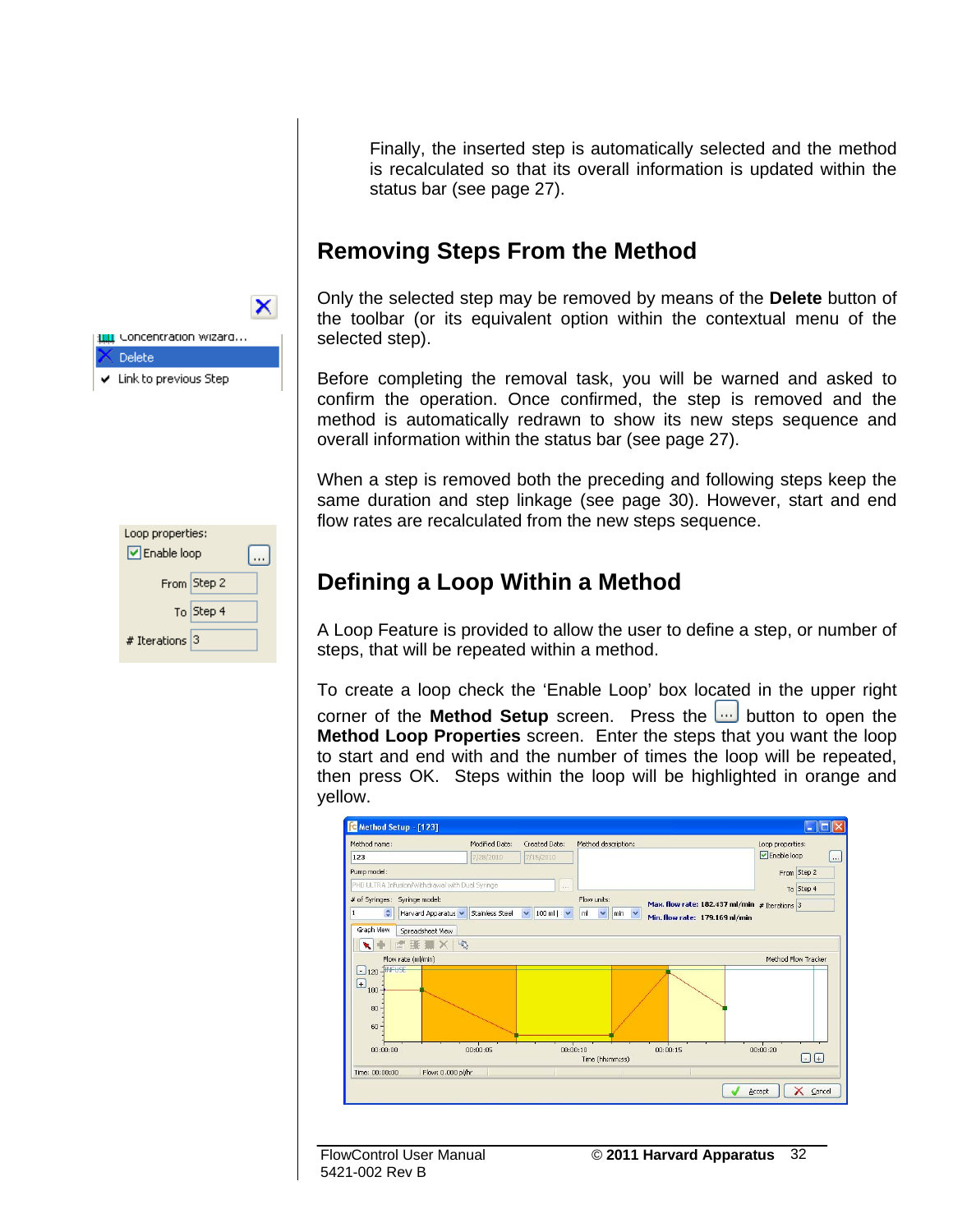Finally, the inserted step is automatically selected and the method is recalculated so that its overall information is updated within the status bar (see page 27).

## Removing Steps From the Method

Only the selected step may be removed by means of the **Delete** button of the toolbar (or its equivalent option within the contextual menu of the selected step).

Before completing the removal task, you will be warned and asked to confirm the operation. Once confirmed, the step is removed and the method is automatically redrawn to show its new steps sequence and overall information within the status bar (see page 27).

When a step is removed both the preceding and following steps keep the same duration and step linkage (see page 30). However, start and end flow rates are recalculated from the new steps sequence.

## Defining a Loop Within a Method

A Loop Feature is provided to allow the user to define a step, or number of steps, that will be repeated within a method.

To create a loop check the 'Enable Loop' box located in the upper right corner of the **Method Setup** screen. Press the ... button to open the **Method Loop Properties** screen. Enter the steps that you want the loop to start and end with and the number of times the loop will be repeated, then press OK. Steps within the loop will be highlighted in orange and yellow.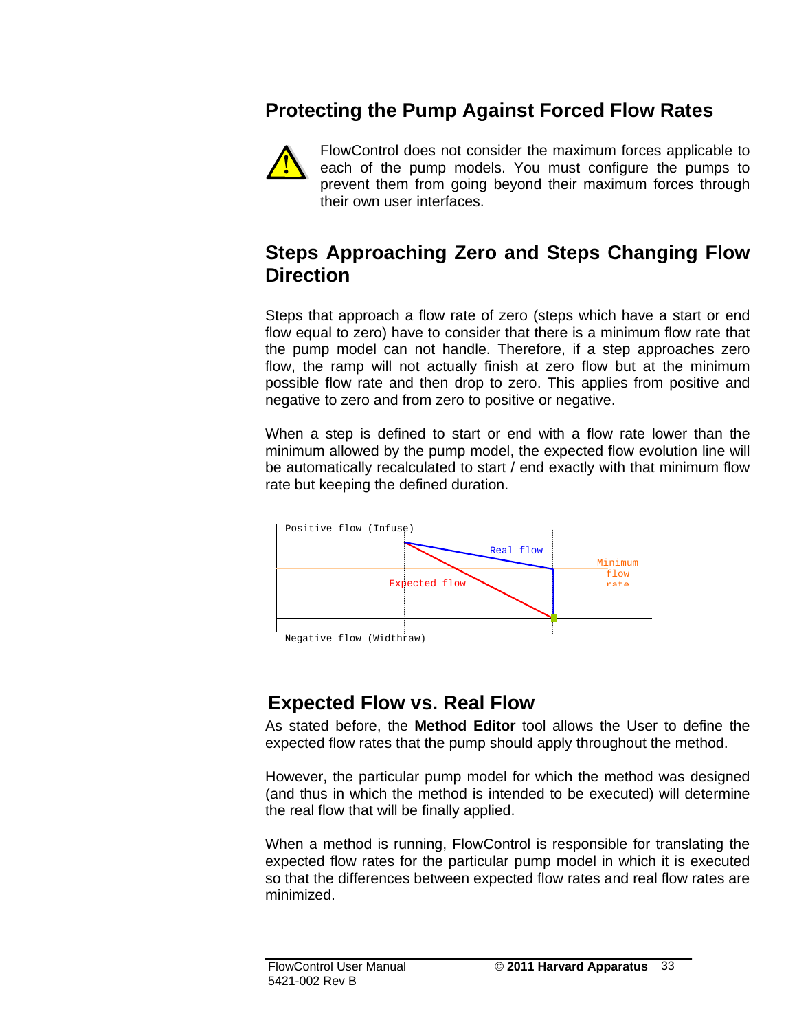## Protecting the Pump Against Forced Flow Rates

FlowControl does not consider the maximum forces applicable to each of the pump models. You must configure the pumps to prevent them from going beyond their maximum forces through their own user interfaces.

## Steps Approaching Zero and Steps Changing Flow Direction

Steps that approach a flow rate of zero (steps which have a start or end flow equal to zero) have to consider that there is a minimum flow rate that the pump model can not handle. Therefore, if a step approaches zero flow, the ramp will not actually finish at zero flow but at the minimum possible flow rate and then drop to zero. This applies from positive and negative to zero and from zero to positive or negative.

When a step is defined to start or end with a flow rate lower than the minimum allowed by the pump model, the expected flow evolution line will be automatically recalculated to start / end exactly with that minimum flow rate but keeping the defined duration.

Positive flow (Infuse)

Real flow

Minimum flow rate

Expected flow

Negative flow (Widthraw)

## Expected Flow vs. Real Flow

As stated before, the **Method Editor** tool allows the User to define the expected flow rates that the pump should apply throughout the method.

However, the particular pump model for which the method was designed (and thus in which the method is intended to be executed) will determine the real flow that will be finally applied.

When a method is running, FlowControl is responsible for translating the expected flow rates for the particular pump model in which it is executed so that the differences between expected flow rates and real flow rates are minimized.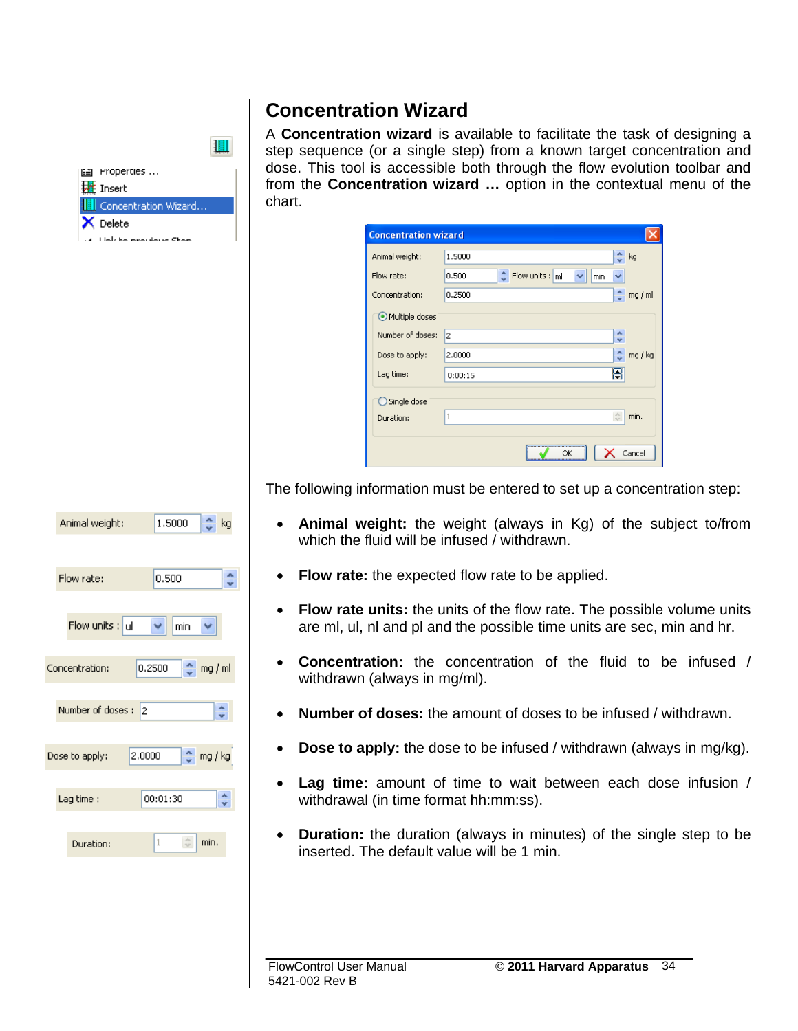## Concentration Wizard

A **Concentration wizard** is available to facilitate the task of designing a step sequence (or a single step) from a known target concentration and dose. This tool is accessible both through the flow evolution toolbar and from the **Concentration wizard …** option in the contextual menu of the chart.

The following information must be entered to set up a concentration step:

- **Animal weight:** the weight (always in Kg) of the subject to/from which the fluid will be infused / withdrawn.
- **Flow rate:** the expected flow rate to be applied.
- **Flow rate units:** the units of the flow rate. The possible volume units are ml, ul, nl and pl and the possible time units are sec, min and hr.
- **Concentration:** the concentration of the fluid to be infused / withdrawn (always in mg/ml).
- **Number of doses:** the amount of doses to be infused / withdrawn.
- **Dose to apply:** the dose to be infused / withdrawn (always in mg/kg).
- **Lag time:** amount of time to wait between each dose infusion / withdrawal (in time format hh:mm:ss).
- **Duration:** the duration (always in minutes) of the single step to be inserted. The default value will be 1 min.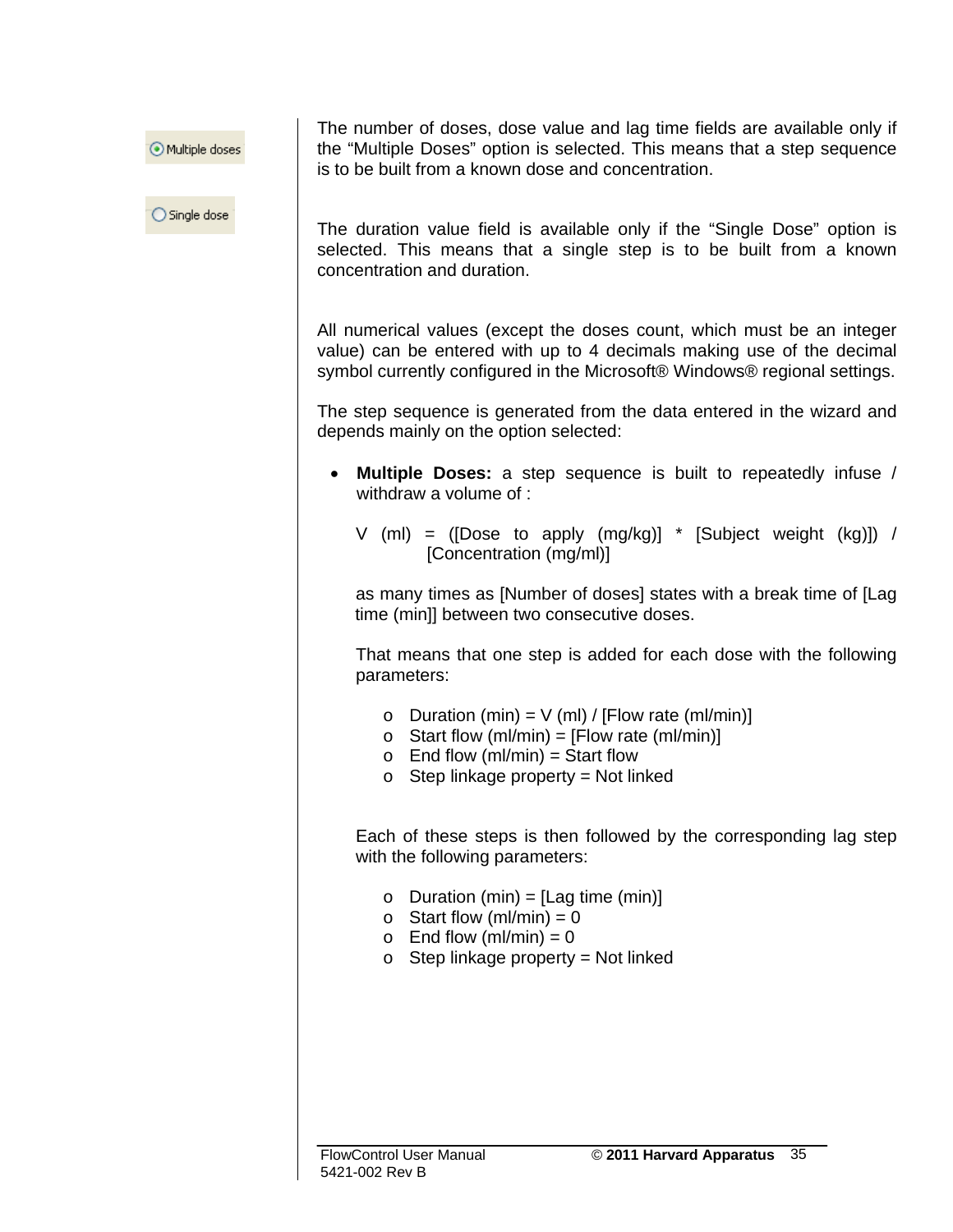Multiple doses

Single dose

The number of doses, dose value and lag time fields are available only if the “Multiple Doses” option is selected. This means that a step sequence is to be built from a known dose and concentration.

The duration value field is available only if the “Single Dose” option is selected. This means that a single step is to be built from a known concentration and duration.

All numerical values (except the doses count, which must be an integer value) can be entered with up to 4 decimals making use of the decimal symbol currently configured in the Microsoft® Windows® regional settings.

The step sequence is generated from the data entered in the wizard and depends mainly on the option selected:

- **Multiple Doses:** a step sequence is built to repeatedly infuse / withdraw a volume of :

  V (ml) = ([Dose to apply (mg/kg)] * [Subject weight (kg)]) / [Concentration (mg/ml)]

  as many times as [Number of doses] states with a break time of [Lag time (min)] between two consecutive doses.

  That means that one step is added for each dose with the following parameters:

  - Duration (min) = V (ml) / [Flow rate (ml/min)]
  - Start flow (ml/min) = [Flow rate (ml/min)]
  - End flow (ml/min) = Start flow
  - Step linkage property = Not linked

  Each of these steps is then followed by the corresponding lag step with the following parameters:

  - Duration (min) = [Lag time (min)]
  - Start flow (ml/min) = 0
  - End flow (ml/min) = 0
  - Step linkage property = Not linked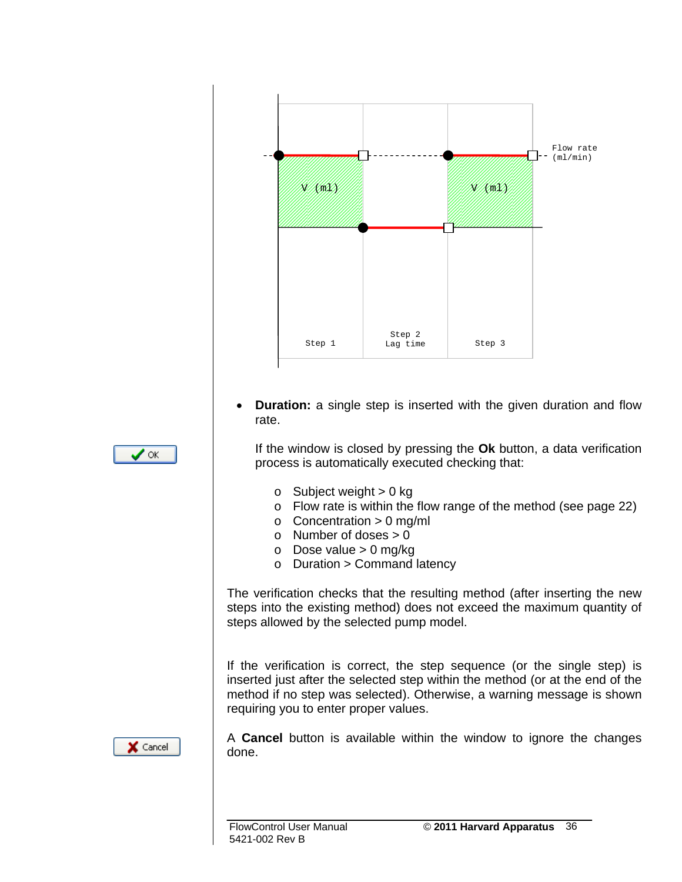Flow rate (ml/min)

V (ml)

V (ml)

Step 1

Step 2
Lag time

Step 3

- **Duration:** a single step is inserted with the given duration and flow rate.

  If the window is closed by pressing the **Ok** button, a data verification process is automatically executed checking that:

  - Subject weight > 0 kg
  - Flow rate is within the flow range of the method (see page 22)
  - Concentration > 0 mg/ml
  - Number of doses > 0
  - Dose value > 0 mg/kg
  - Duration > Command latency

The verification checks that the resulting method (after inserting the new steps into the existing method) does not exceed the maximum quantity of steps allowed by the selected pump model.

If the verification is correct, the step sequence (or the single step) is inserted just after the selected step within the method (or at the end of the method if no step was selected). Otherwise, a warning message is shown requiring you to enter proper values.

A **Cancel** button is available within the window to ignore the changes done.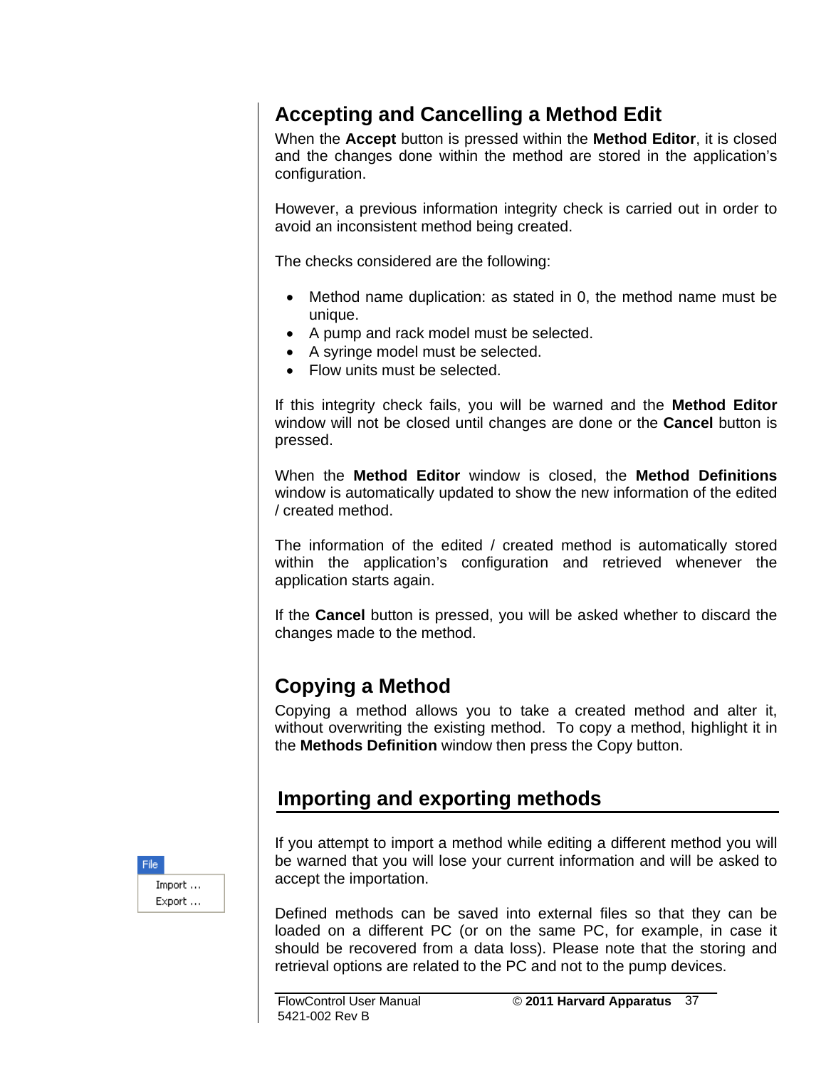## Accepting and Cancelling a Method Edit

When the **Accept** button is pressed within the **Method Editor**, it is closed and the changes done within the method are stored in the application's configuration.

However, a previous information integrity check is carried out in order to avoid an inconsistent method being created.

The checks considered are the following:

- Method name duplication: as stated in 0, the method name must be unique.
- A pump and rack model must be selected.
- A syringe model must be selected.
- Flow units must be selected.

If this integrity check fails, you will be warned and the **Method Editor** window will not be closed until changes are done or the **Cancel** button is pressed.

When the **Method Editor** window is closed, the **Method Definitions** window is automatically updated to show the new information of the edited / created method.

The information of the edited / created method is automatically stored within the application's configuration and retrieved whenever the application starts again.

If the **Cancel** button is pressed, you will be asked whether to discard the changes made to the method.

## Copying a Method

Copying a method allows you to take a created method and alter it, without overwriting the existing method. To copy a method, highlight it in the **Methods Definition** window then press the Copy button.

## Importing and exporting methods

File
Import ...
Export ...

If you attempt to import a method while editing a different method you will be warned that you will lose your current information and will be asked to accept the importation.

Defined methods can be saved into external files so that they can be loaded on a different PC (or on the same PC, for example, in case it should be recovered from a data loss). Please note that the storing and retrieval options are related to the PC and not to the pump devices.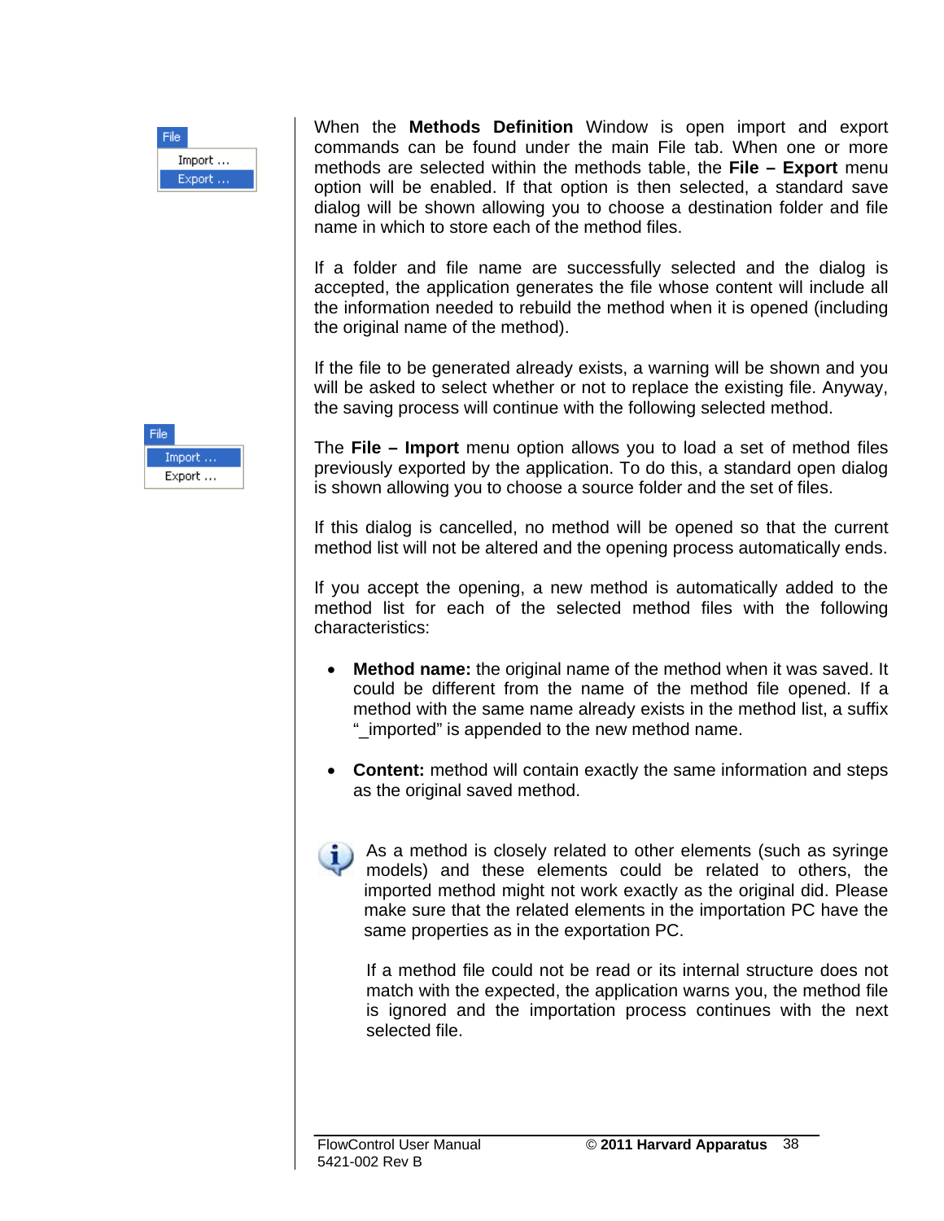When the **Methods Definition** Window is open import and export commands can be found under the main File tab. When one or more methods are selected within the methods table, the **File – Export** menu option will be enabled. If that option is then selected, a standard save dialog will be shown allowing you to choose a destination folder and file name in which to store each of the method files.

If a folder and file name are successfully selected and the dialog is accepted, the application generates the file whose content will include all the information needed to rebuild the method when it is opened (including the original name of the method).

If the file to be generated already exists, a warning will be shown and you will be asked to select whether or not to replace the existing file. Anyway, the saving process will continue with the following selected method.

The **File – Import** menu option allows you to load a set of method files previously exported by the application. To do this, a standard open dialog is shown allowing you to choose a source folder and the set of files.

If this dialog is cancelled, no method will be opened so that the current method list will not be altered and the opening process automatically ends.

If you accept the opening, a new method is automatically added to the method list for each of the selected method files with the following characteristics:

- **Method name:** the original name of the method when it was saved. It could be different from the name of the method file opened. If a method with the same name already exists in the method list, a suffix "_imported" is appended to the new method name.

- **Content:** method will contain exactly the same information and steps as the original saved method.

As a method is closely related to other elements (such as syringe models) and these elements could be related to others, the imported method might not work exactly as the original did. Please make sure that the related elements in the importation PC have the same properties as in the exportation PC.

If a method file could not be read or its internal structure does not match with the expected, the application warns you, the method file is ignored and the importation process continues with the next selected file.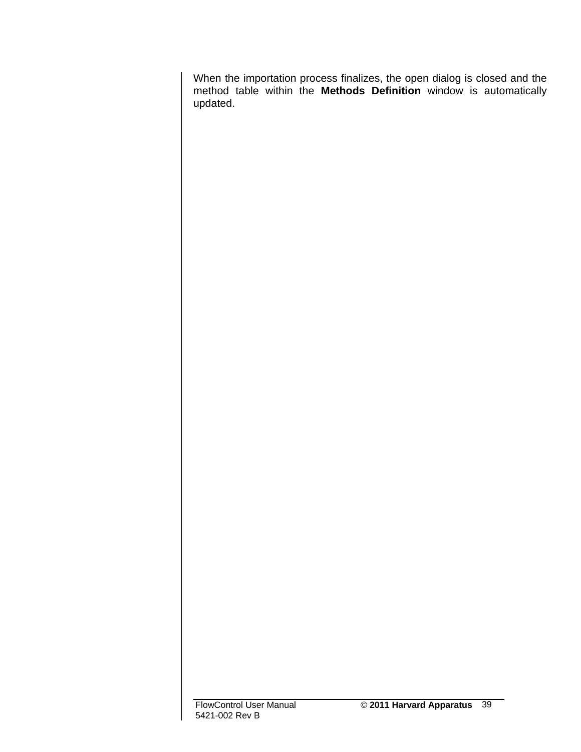When the importation process finalizes, the open dialog is closed and the method table within the **Methods Definition** window is automatically updated.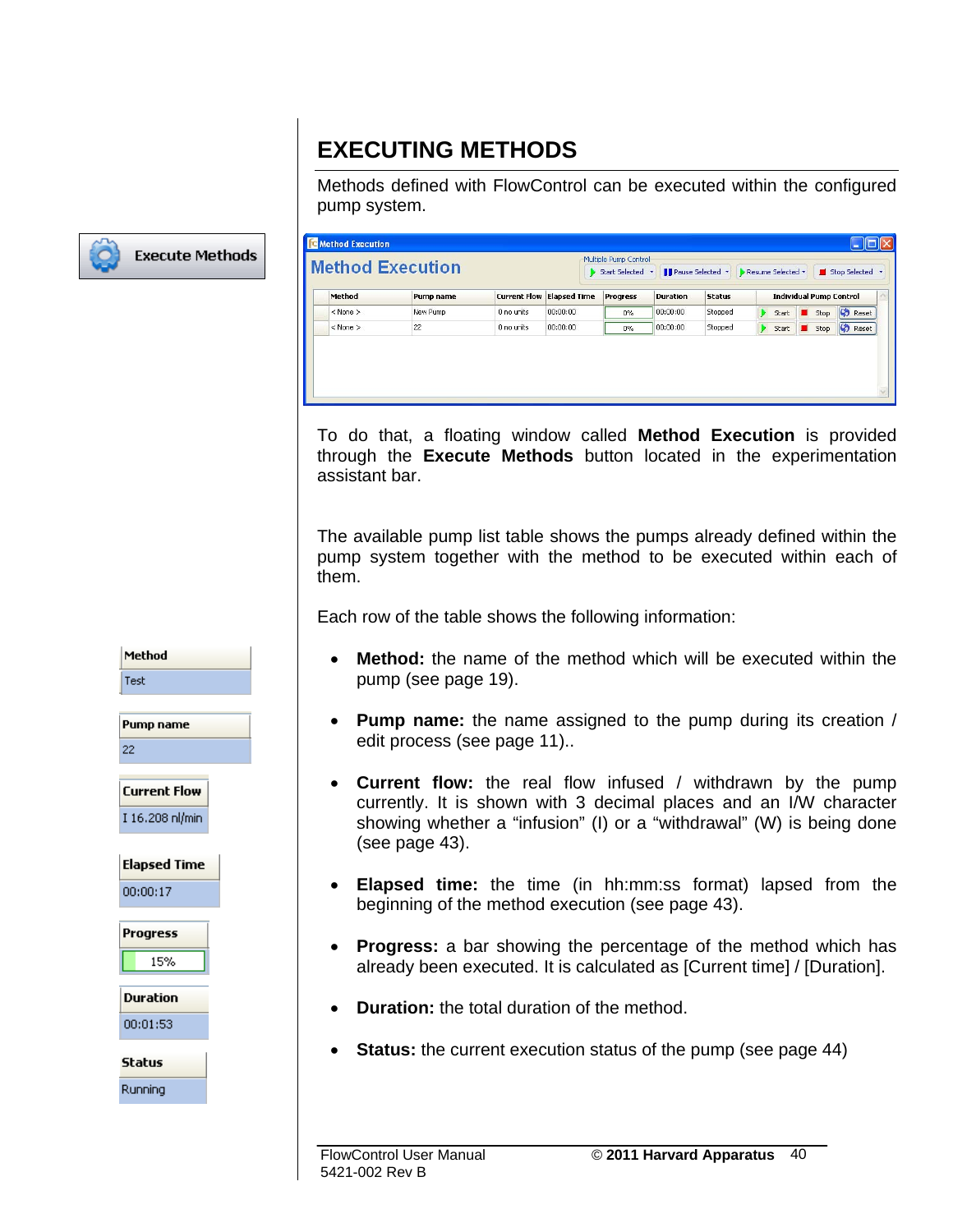# EXECUTING METHODS

Methods defined with FlowControl can be executed within the configured pump system.

To do that, a floating window called **Method Execution** is provided through the **Execute Methods** button located in the experimentation assistant bar.

The available pump list table shows the pumps already defined within the pump system together with the method to be executed within each of them.

Each row of the table shows the following information:

- **Method:** the name of the method which will be executed within the pump (see page 19).
- **Pump name:** the name assigned to the pump during its creation / edit process (see page 11)..
- **Current flow:** the real flow infused / withdrawn by the pump currently. It is shown with 3 decimal places and an I/W character showing whether a "infusion" (I) or a "withdrawal" (W) is being done (see page 43).
- **Elapsed time:** the time (in hh:mm:ss format) lapsed from the beginning of the method execution (see page 43).
- **Progress:** a bar showing the percentage of the method which has already been executed. It is calculated as [Current time] / [Duration].
- **Duration:** the total duration of the method.
- **Status:** the current execution status of the pump (see page 44)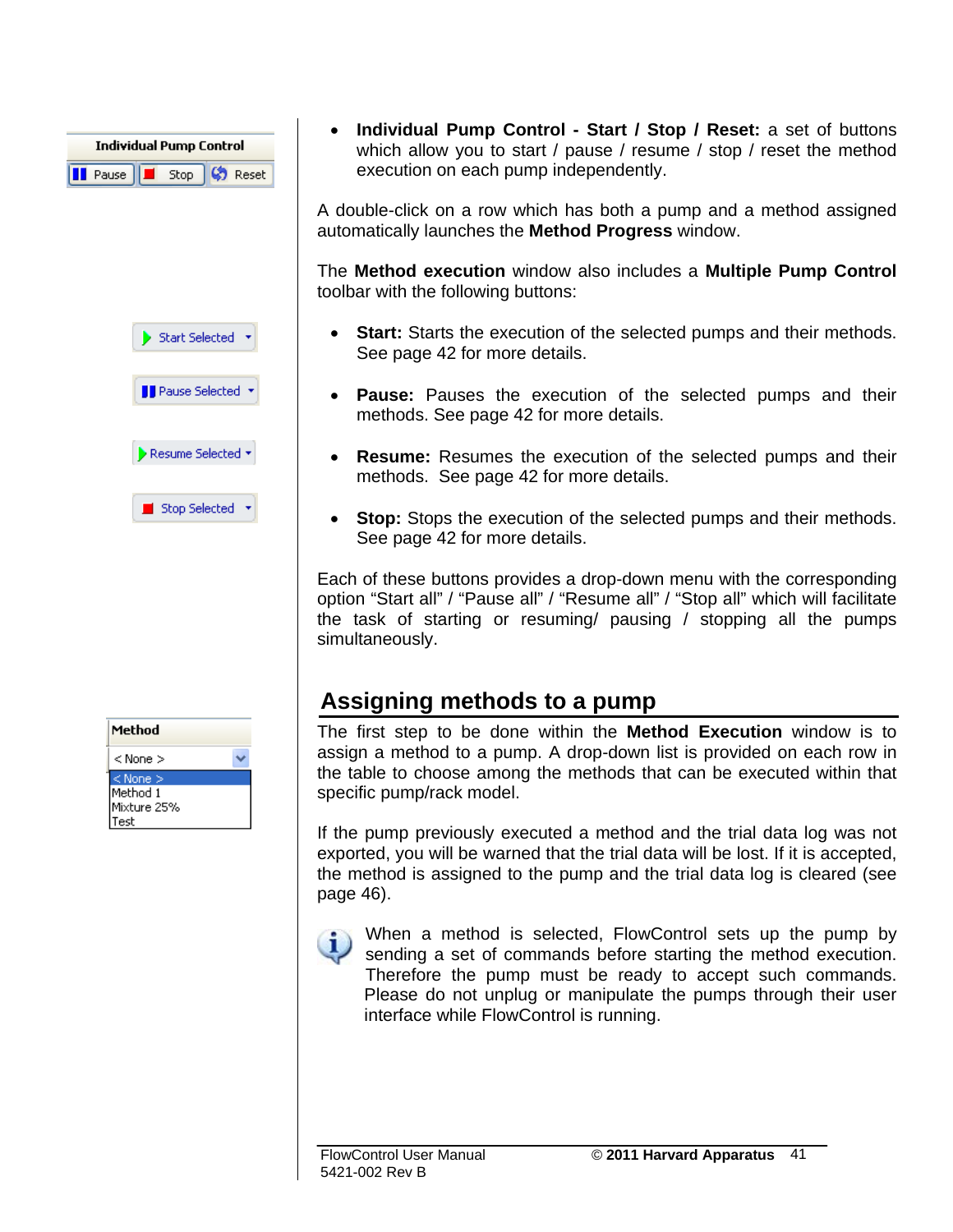- **Individual Pump Control - Start / Stop / Reset:** a set of buttons which allow you to start / pause / resume / stop / reset the method execution on each pump independently.

A double-click on a row which has both a pump and a method assigned automatically launches the **Method Progress** window.

The **Method execution** window also includes a **Multiple Pump Control** toolbar with the following buttons:

- **Start:** Starts the execution of the selected pumps and their methods. See page 42 for more details.

- **Pause:** Pauses the execution of the selected pumps and their methods. See page 42 for more details.

- **Resume:** Resumes the execution of the selected pumps and their methods. See page 42 for more details.

- **Stop:** Stops the execution of the selected pumps and their methods. See page 42 for more details.

Each of these buttons provides a drop-down menu with the corresponding option “Start all” / “Pause all” / “Resume all” / “Stop all” which will facilitate the task of starting or resuming/ pausing / stopping all the pumps simultaneously.

## Assigning methods to a pump

The first step to be done within the **Method Execution** window is to assign a method to a pump. A drop-down list is provided on each row in the table to choose among the methods that can be executed within that specific pump/rack model.

If the pump previously executed a method and the trial data log was not exported, you will be warned that the trial data will be lost. If it is accepted, the method is assigned to the pump and the trial data log is cleared (see page 46).

When a method is selected, FlowControl sets up the pump by sending a set of commands before starting the method execution. Therefore the pump must be ready to accept such commands. Please do not unplug or manipulate the pumps through their user interface while FlowControl is running.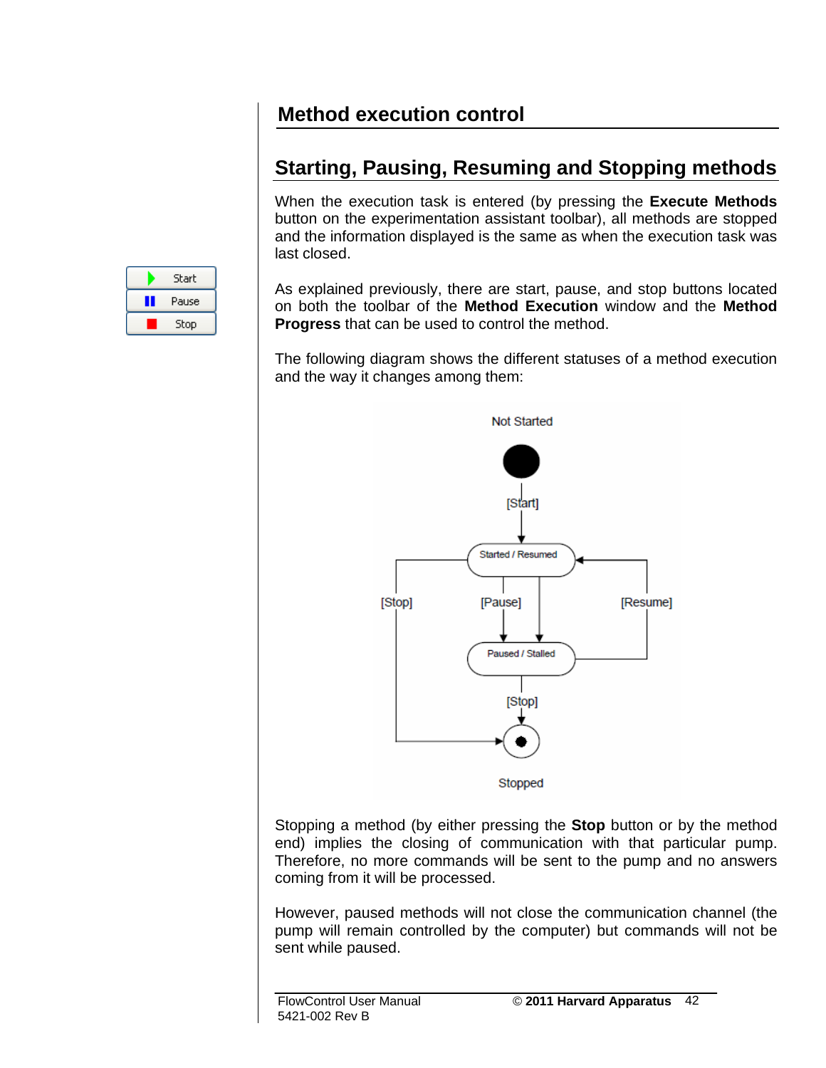# Method execution control

## Starting, Pausing, Resuming and Stopping methods

When the execution task is entered (by pressing the **Execute Methods** button on the experimentation assistant toolbar), all methods are stopped and the information displayed is the same as when the execution task was last closed.

As explained previously, there are start, pause, and stop buttons located on both the toolbar of the **Method Execution** window and the **Method Progress** that can be used to control the method.

The following diagram shows the different statuses of a method execution and the way it changes among them:

Stopping a method (by either pressing the **Stop** button or by the method end) implies the closing of communication with that particular pump. Therefore, no more commands will be sent to the pump and no answers coming from it will be processed.

However, paused methods will not close the communication channel (the pump will remain controlled by the computer) but commands will not be sent while paused.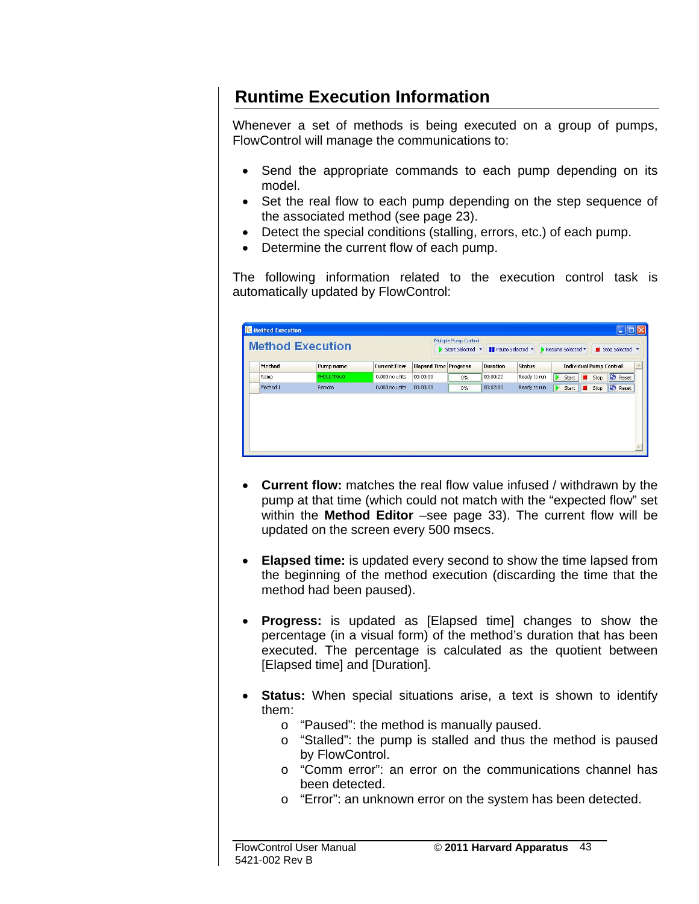## Runtime Execution Information

Whenever a set of methods is being executed on a group of pumps, FlowControl will manage the communications to:

- Send the appropriate commands to each pump depending on its model.
- Set the real flow to each pump depending on the step sequence of the associated method (see page 23).
- Detect the special conditions (stalling, errors, etc.) of each pump.
- Determine the current flow of each pump.

The following information related to the execution control task is automatically updated by FlowControl:

- **Current flow:** matches the real flow value infused / withdrawn by the pump at that time (which could not match with the "expected flow" set within the **Method Editor** –see page 33). The current flow will be updated on the screen every 500 msecs.

- **Elapsed time:** is updated every second to show the time lapsed from the beginning of the method execution (discarding the time that the method had been paused).

- **Progress:** is updated as [Elapsed time] changes to show the percentage (in a visual form) of the method's duration that has been executed. The percentage is calculated as the quotient between [Elapsed time] and [Duration].

- **Status:** When special situations arise, a text is shown to identify them:
  - "Paused": the method is manually paused.
  - "Stalled": the pump is stalled and thus the method is paused by FlowControl.
  - "Comm error": an error on the communications channel has been detected.
  - "Error": an unknown error on the system has been detected.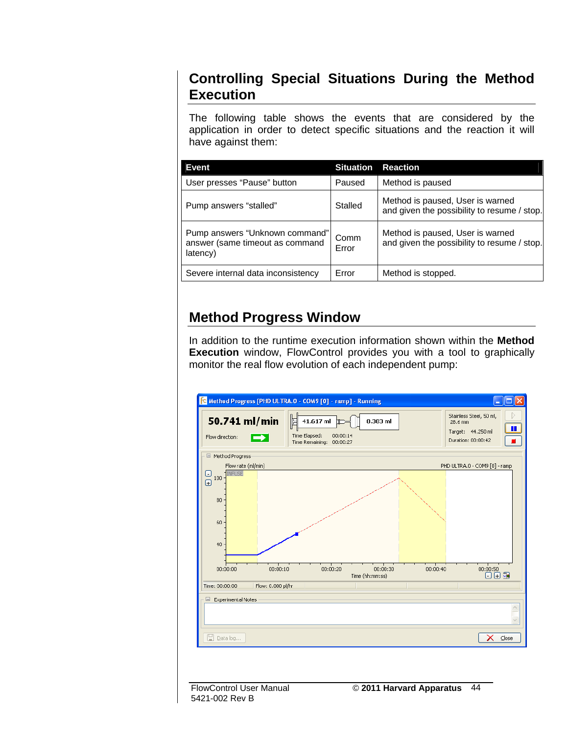## Controlling Special Situations During the Method Execution

The following table shows the events that are considered by the application in order to detect specific situations and the reaction it will have against them:

| Event | Situation | Reaction |
|---|---|---|
| User presses “Pause” button | Paused | Method is paused |
| Pump answers “stalled” | Stalled | Method is paused, User is warned and given the possibility to resume / stop. |
| Pump answers “Unknown command” answer (same timeout as command latency) | Comm Error | Method is paused, User is warned and given the possibility to resume / stop. |
| Severe internal data inconsistency | Error | Method is stopped. |

## Method Progress Window

In addition to the runtime execution information shown within the **Method Execution** window, FlowControl provides you with a tool to graphically monitor the real flow evolution of each independent pump: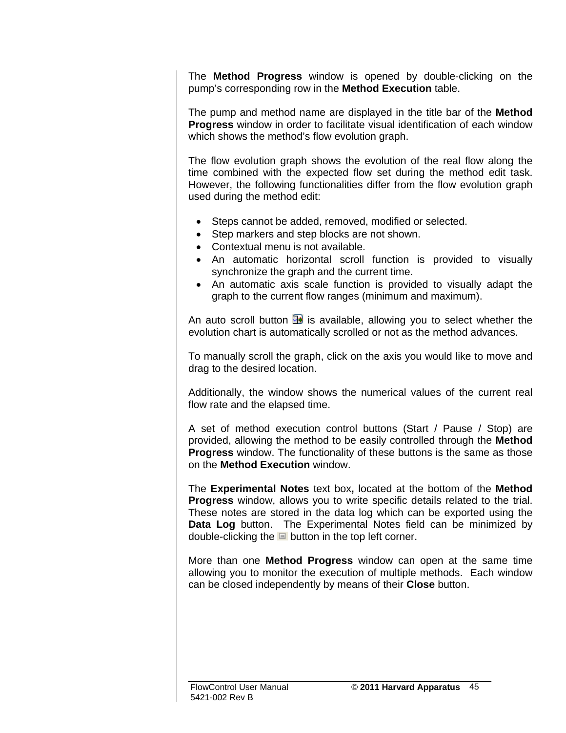The **Method Progress** window is opened by double-clicking on the pump's corresponding row in the **Method Execution** table.

The pump and method name are displayed in the title bar of the **Method Progress** window in order to facilitate visual identification of each window which shows the method's flow evolution graph.

The flow evolution graph shows the evolution of the real flow along the time combined with the expected flow set during the method edit task. However, the following functionalities differ from the flow evolution graph used during the method edit:

- Steps cannot be added, removed, modified or selected.
- Step markers and step blocks are not shown.
- Contextual menu is not available.
- An automatic horizontal scroll function is provided to visually synchronize the graph and the current time.
- An automatic axis scale function is provided to visually adapt the graph to the current flow ranges (minimum and maximum).

An auto scroll button is available, allowing you to select whether the evolution chart is automatically scrolled or not as the method advances.

To manually scroll the graph, click on the axis you would like to move and drag to the desired location.

Additionally, the window shows the numerical values of the current real flow rate and the elapsed time.

A set of method execution control buttons (Start / Pause / Stop) are provided, allowing the method to be easily controlled through the **Method Progress** window. The functionality of these buttons is the same as those on the **Method Execution** window.

The **Experimental Notes** text box**,** located at the bottom of the **Method Progress** window, allows you to write specific details related to the trial. These notes are stored in the data log which can be exported using the **Data Log** button. The Experimental Notes field can be minimized by double-clicking the button in the top left corner.

More than one **Method Progress** window can open at the same time allowing you to monitor the execution of multiple methods. Each window can be closed independently by means of their **Close** button.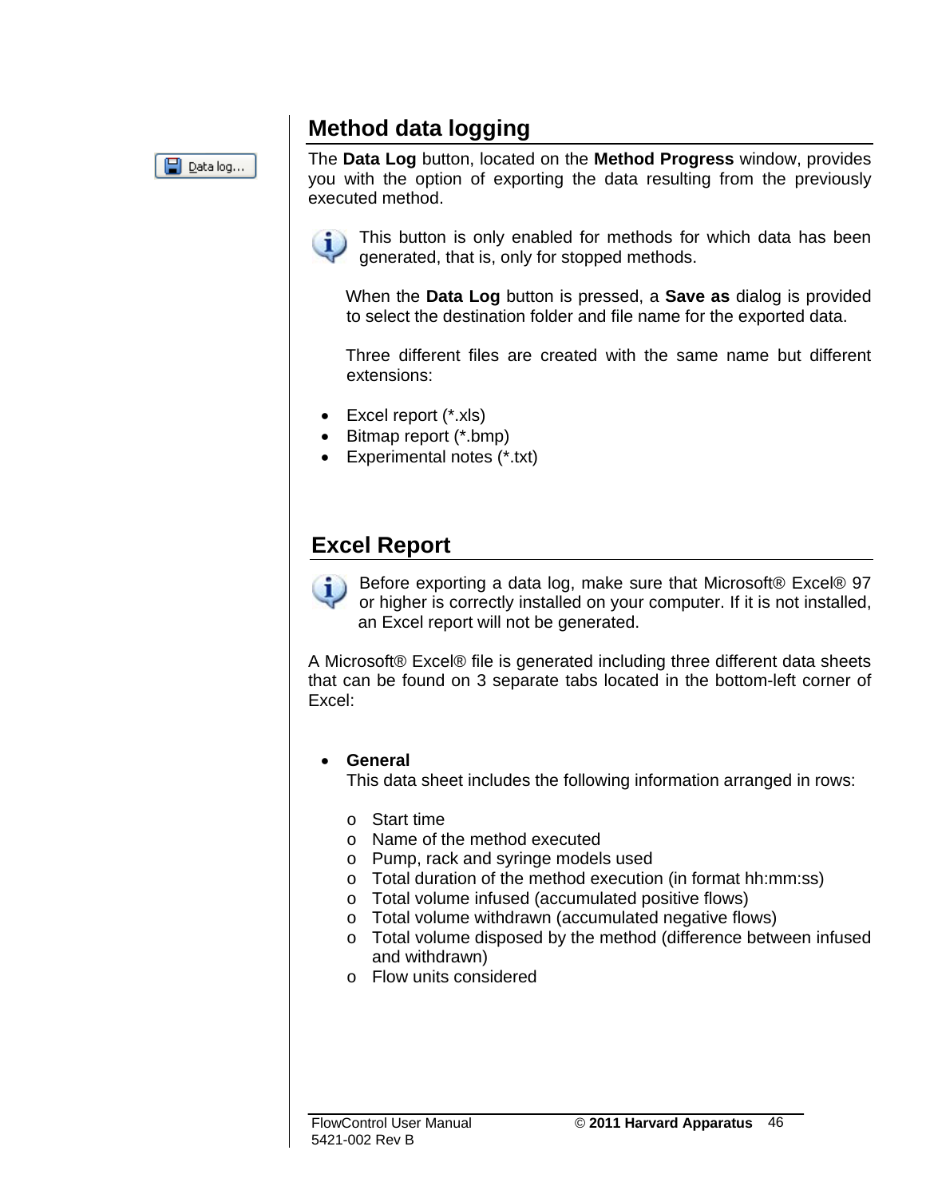## Method data logging

The **Data Log** button, located on the **Method Progress** window, provides you with the option of exporting the data resulting from the previously executed method.

This button is only enabled for methods for which data has been generated, that is, only for stopped methods.

When the **Data Log** button is pressed, a **Save as** dialog is provided to select the destination folder and file name for the exported data.

Three different files are created with the same name but different extensions:

- Excel report (*.xls)
- Bitmap report (*.bmp)
- Experimental notes (*.txt)

## Excel Report

Before exporting a data log, make sure that Microsoft® Excel® 97 or higher is correctly installed on your computer. If it is not installed, an Excel report will not be generated.

A Microsoft® Excel® file is generated including three different data sheets that can be found on 3 separate tabs located in the bottom-left corner of Excel:

- **General**
  This data sheet includes the following information arranged in rows:
  - Start time
  - Name of the method executed
  - Pump, rack and syringe models used
  - Total duration of the method execution (in format hh:mm:ss)
  - Total volume infused (accumulated positive flows)
  - Total volume withdrawn (accumulated negative flows)
  - Total volume disposed by the method (difference between infused and withdrawn)
  - Flow units considered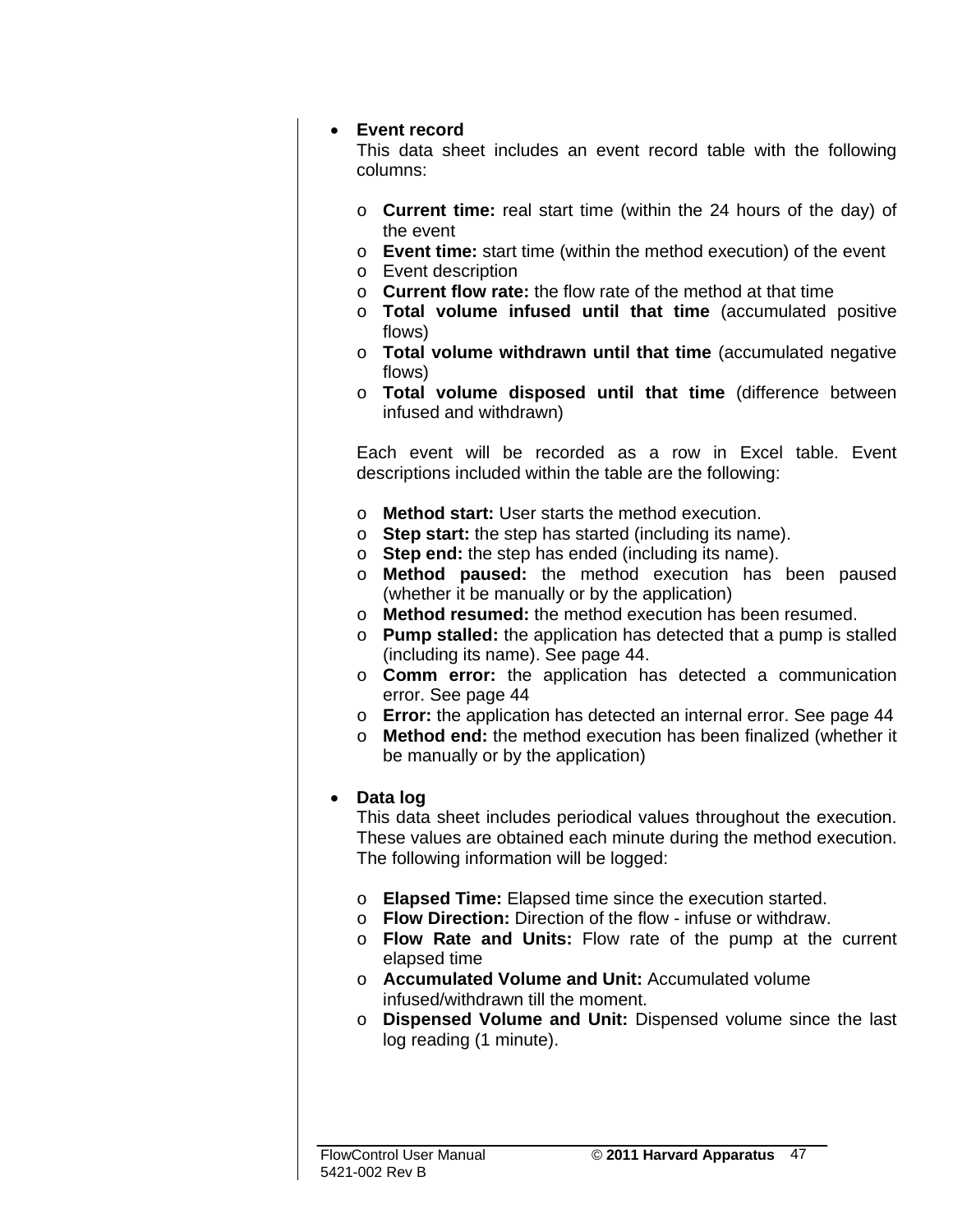- **Event record**
  This data sheet includes an event record table with the following columns:

  - **Current time:** real start time (within the 24 hours of the day) of the event
  - **Event time:** start time (within the method execution) of the event
  - Event description
  - **Current flow rate:** the flow rate of the method at that time
  - **Total volume infused until that time** (accumulated positive flows)
  - **Total volume withdrawn until that time** (accumulated negative flows)
  - **Total volume disposed until that time** (difference between infused and withdrawn)

  Each event will be recorded as a row in Excel table. Event descriptions included within the table are the following:

  - **Method start:** User starts the method execution.
  - **Step start:** the step has started (including its name).
  - **Step end:** the step has ended (including its name).
  - **Method paused:** the method execution has been paused (whether it be manually or by the application)
  - **Method resumed:** the method execution has been resumed.
  - **Pump stalled:** the application has detected that a pump is stalled (including its name). See page 44.
  - **Comm error:** the application has detected a communication error. See page 44
  - **Error:** the application has detected an internal error. See page 44
  - **Method end:** the method execution has been finalized (whether it be manually or by the application)

- **Data log**
  This data sheet includes periodical values throughout the execution. These values are obtained each minute during the method execution. The following information will be logged:

  - **Elapsed Time:** Elapsed time since the execution started.
  - **Flow Direction:** Direction of the flow - infuse or withdraw.
  - **Flow Rate and Units:** Flow rate of the pump at the current elapsed time
  - **Accumulated Volume and Unit:** Accumulated volume infused/withdrawn till the moment.
  - **Dispensed Volume and Unit:** Dispensed volume since the last log reading (1 minute).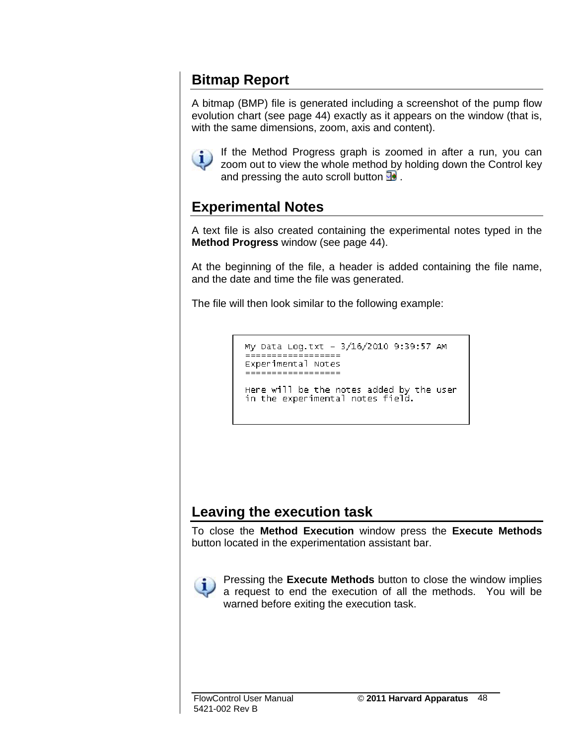## Bitmap Report

A bitmap (BMP) file is generated including a screenshot of the pump flow evolution chart (see page 44) exactly as it appears on the window (that is, with the same dimensions, zoom, axis and content).

If the Method Progress graph is zoomed in after a run, you can zoom out to view the whole method by holding down the Control key and pressing the auto scroll button .

## Experimental Notes

A text file is also created containing the experimental notes typed in the **Method Progress** window (see page 44).

At the beginning of the file, a header is added containing the file name, and the date and time the file was generated.

The file will then look similar to the following example:

```
My Data Log.txt - 3/16/2010 9:39:57 AM
==================
Experimental Notes
==================

Here will be the notes added by the user
in the experimental notes field.
```

## Leaving the execution task

To close the **Method Execution** window press the **Execute Methods** button located in the experimentation assistant bar.

Pressing the **Execute Methods** button to close the window implies a request to end the execution of all the methods. You will be warned before exiting the execution task.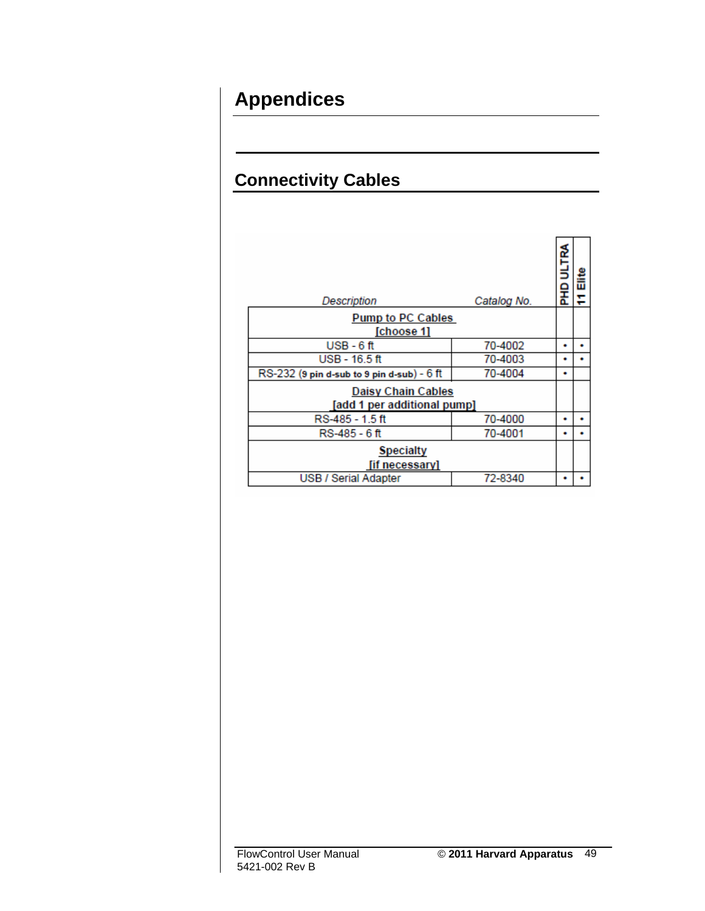# Appendices

## Connectivity Cables

| *Description* | *Catalog No.* | **PHD ULTRA** | **11 Elite** |
|---|---|---|---|
| **Pump to PC Cables [choose 1]** | | | |
| USB - 6 ft | 70-4002 | • | • |
| USB - 16.5 ft | 70-4003 | • | • |
| RS-232 (9 pin d-sub to 9 pin d-sub) - 6 ft | 70-4004 | • | |
| **Daisy Chain Cables [add 1 per additional pump]** | | | |
| RS-485 - 1.5 ft | 70-4000 | • | • |
| RS-485 - 6 ft | 70-4001 | • | • |
| **Specialty [if necessary]** | | | |
| USB / Serial Adapter | 72-8340 | • | • |